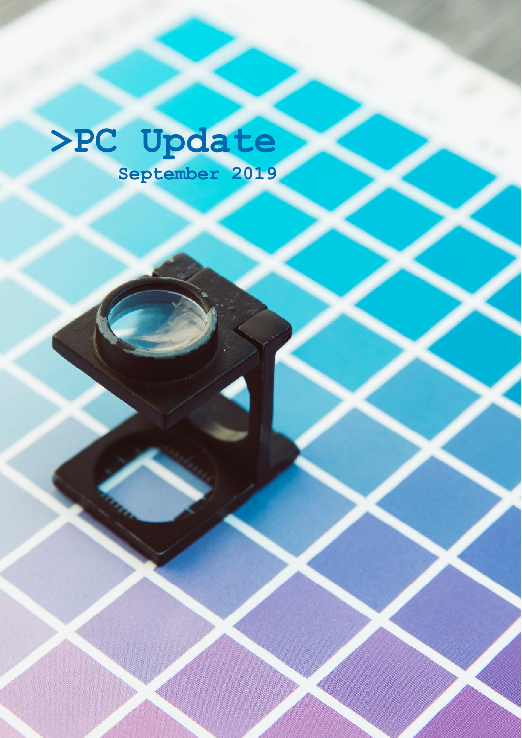# >PC Update

September 2019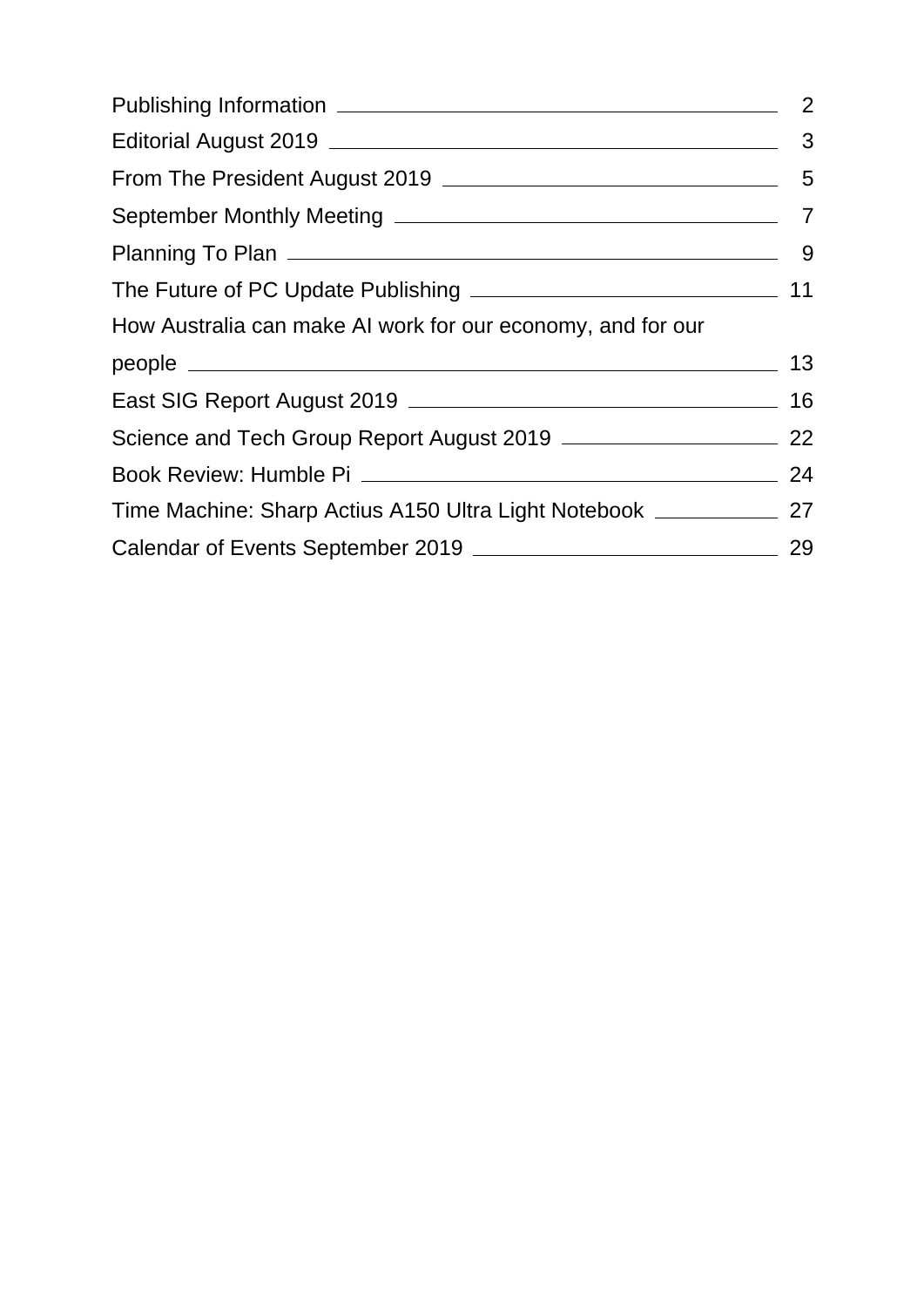Publishing Information — 2

Editorial August 2019 — 3

From The President August 2019 — 5

September Monthly Meeting — 7

Planning To Plan — 9

The Future of PC Update Publishing — 11

How Australia can make AI work for our economy, and for our people — 13

East SIG Report August 2019 — 16

Science and Tech Group Report August 2019 — 22

Book Review: Humble Pi — 24

Time Machine: Sharp Actius A150 Ultra Light Notebook — 27

Calendar of Events September 2019 — 29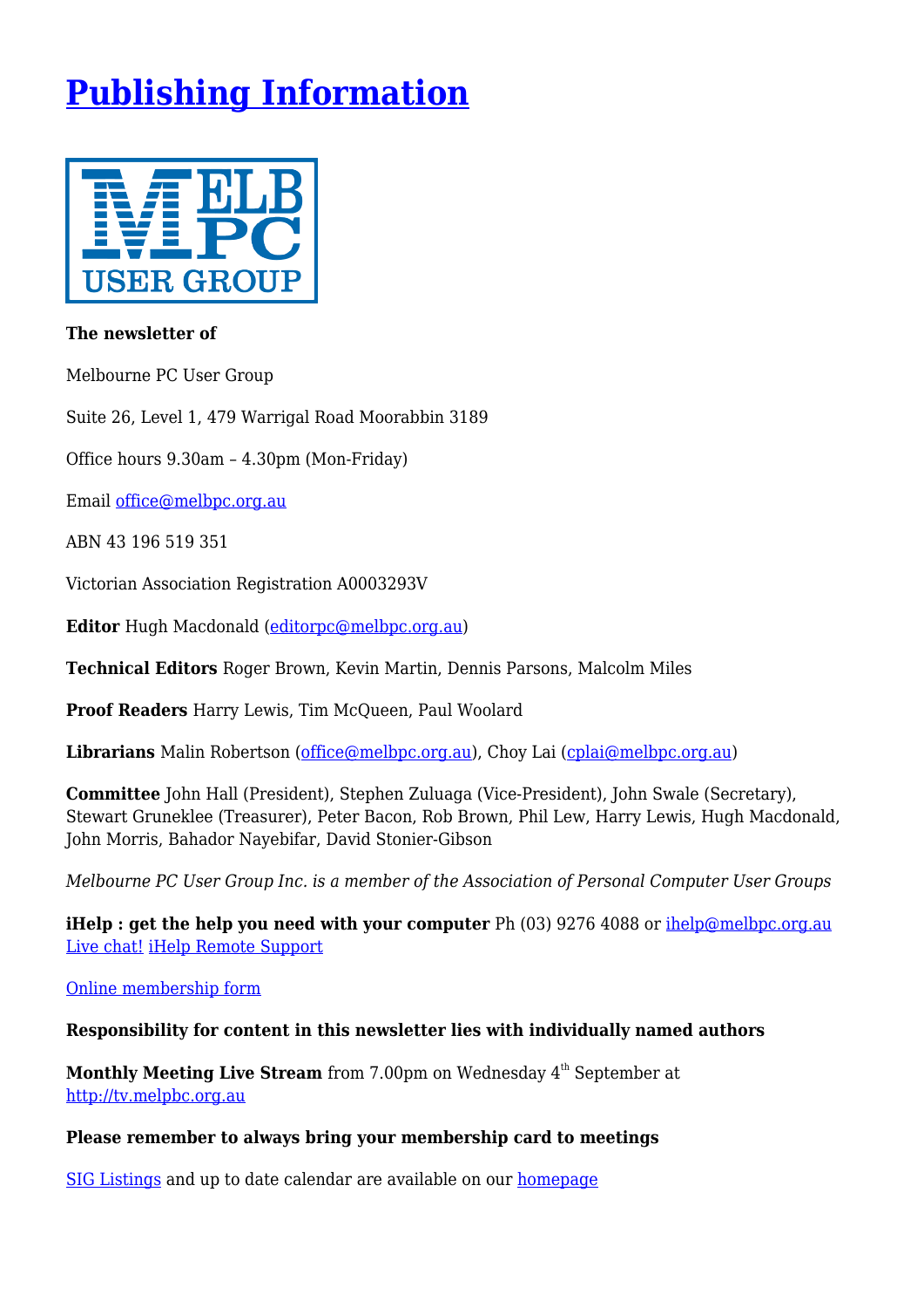# Publishing Information

**The newsletter of**

Melbourne PC User Group

Suite 26, Level 1, 479 Warrigal Road Moorabbin 3189

Office hours 9.30am – 4.30pm (Mon-Friday)

Email office@melbpc.org.au

ABN 43 196 519 351

Victorian Association Registration A0003293V

**Editor** Hugh Macdonald (editorpc@melbpc.org.au)

**Technical Editors** Roger Brown, Kevin Martin, Dennis Parsons, Malcolm Miles

**Proof Readers** Harry Lewis, Tim McQueen, Paul Woolard

**Librarians** Malin Robertson (office@melbpc.org.au), Choy Lai (cplai@melbpc.org.au)

**Committee** John Hall (President), Stephen Zuluaga (Vice-President), John Swale (Secretary), Stewart Gruneklee (Treasurer), Peter Bacon, Rob Brown, Phil Lew, Harry Lewis, Hugh Macdonald, John Morris, Bahador Nayebifar, David Stonier-Gibson

*Melbourne PC User Group Inc. is a member of the Association of Personal Computer User Groups*

**iHelp : get the help you need with your computer** Ph (03) 9276 4088 or ihelp@melbpc.org.au Live chat! iHelp Remote Support

Online membership form

**Responsibility for content in this newsletter lies with individually named authors**

**Monthly Meeting Live Stream** from 7.00pm on Wednesday 4th September at http://tv.melpbc.org.au

**Please remember to always bring your membership card to meetings**

SIG Listings and up to date calendar are available on our homepage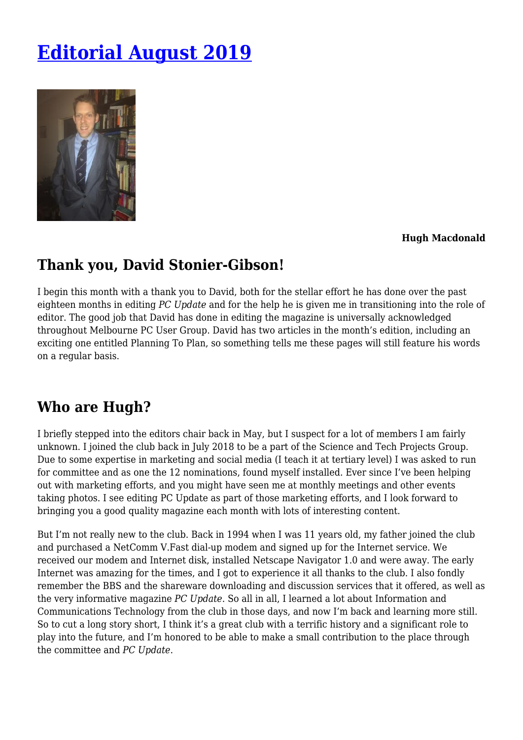# Editorial August 2019

**Hugh Macdonald**

## Thank you, David Stonier-Gibson!

I begin this month with a thank you to David, both for the stellar effort he has done over the past eighteen months in editing *PC Update* and for the help he is given me in transitioning into the role of editor. The good job that David has done in editing the magazine is universally acknowledged throughout Melbourne PC User Group. David has two articles in the month's edition, including an exciting one entitled Planning To Plan, so something tells me these pages will still feature his words on a regular basis.

## Who are Hugh?

I briefly stepped into the editors chair back in May, but I suspect for a lot of members I am fairly unknown. I joined the club back in July 2018 to be a part of the Science and Tech Projects Group. Due to some expertise in marketing and social media (I teach it at tertiary level) I was asked to run for committee and as one the 12 nominations, found myself installed. Ever since I've been helping out with marketing efforts, and you might have seen me at monthly meetings and other events taking photos. I see editing PC Update as part of those marketing efforts, and I look forward to bringing you a good quality magazine each month with lots of interesting content.

But I'm not really new to the club. Back in 1994 when I was 11 years old, my father joined the club and purchased a NetComm V.Fast dial-up modem and signed up for the Internet service. We received our modem and Internet disk, installed Netscape Navigator 1.0 and were away. The early Internet was amazing for the times, and I got to experience it all thanks to the club. I also fondly remember the BBS and the shareware downloading and discussion services that it offered, as well as the very informative magazine *PC Update*. So all in all, I learned a lot about Information and Communications Technology from the club in those days, and now I'm back and learning more still. So to cut a long story short, I think it's a great club with a terrific history and a significant role to play into the future, and I'm honored to be able to make a small contribution to the place through the committee and *PC Update*.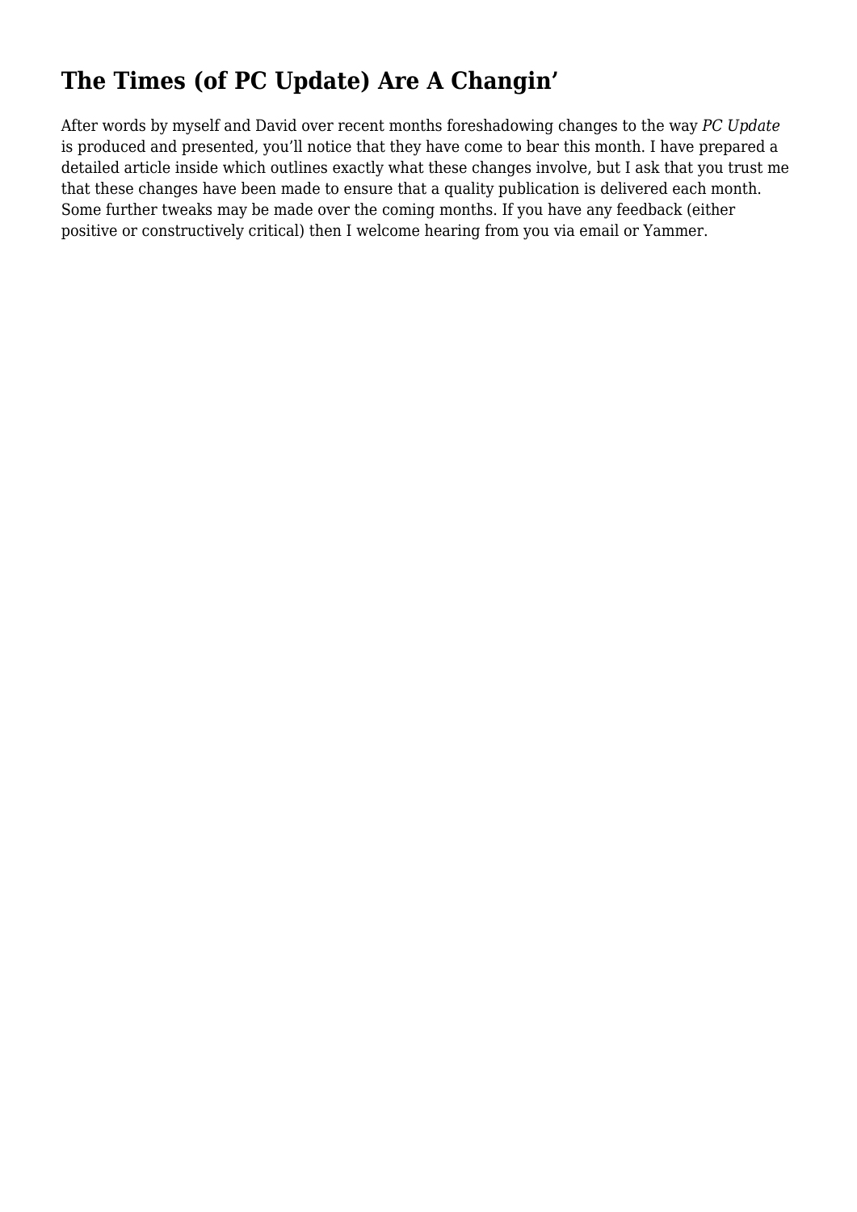## The Times (of PC Update) Are A Changin’

After words by myself and David over recent months foreshadowing changes to the way *PC Update* is produced and presented, you’ll notice that they have come to bear this month. I have prepared a detailed article inside which outlines exactly what these changes involve, but I ask that you trust me that these changes have been made to ensure that a quality publication is delivered each month. Some further tweaks may be made over the coming months. If you have any feedback (either positive or constructively critical) then I welcome hearing from you via email or Yammer.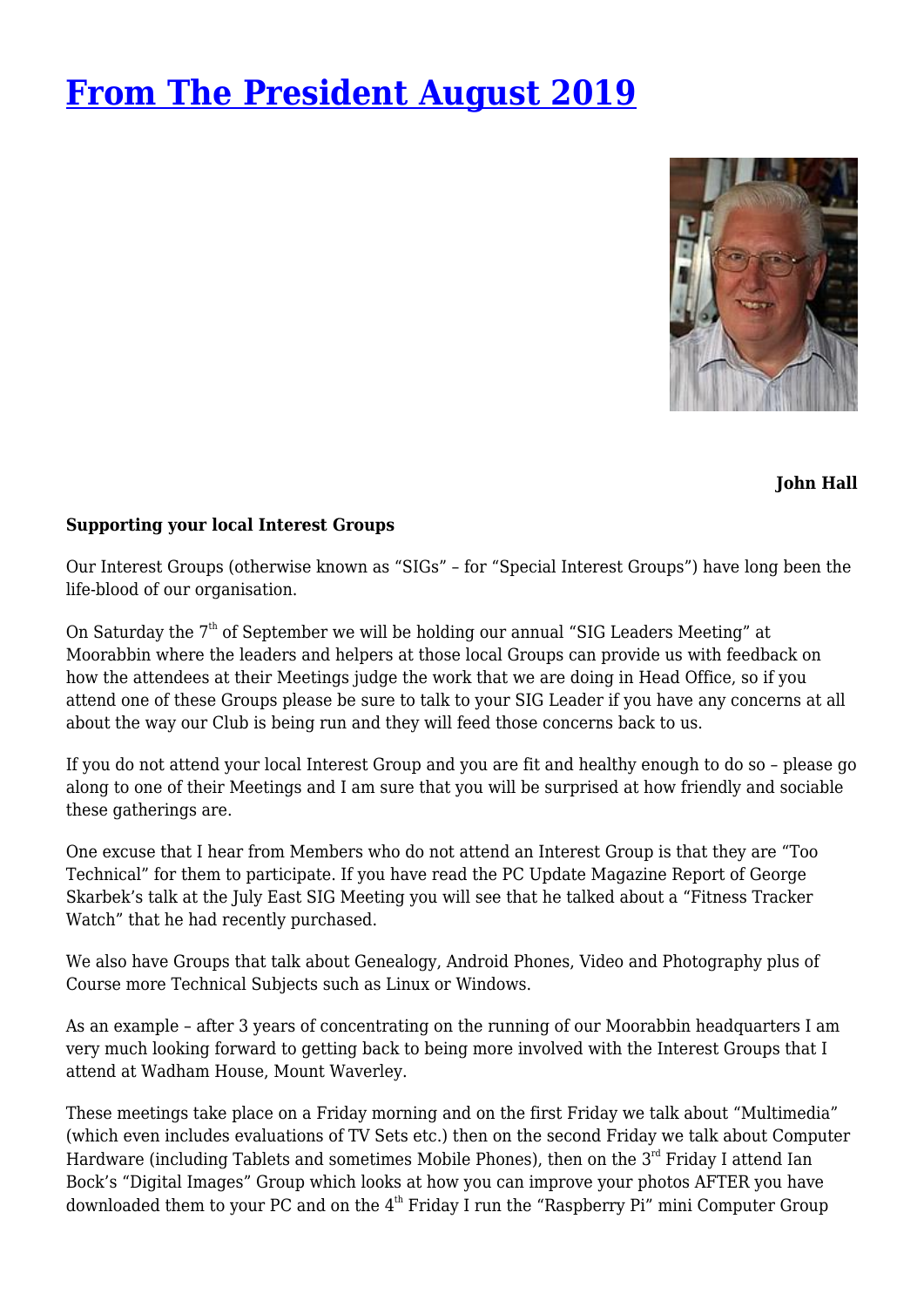# [From The President August 2019]()

**John Hall**

**Supporting your local Interest Groups**

Our Interest Groups (otherwise known as "SIGs" – for "Special Interest Groups") have long been the life-blood of our organisation.

On Saturday the 7th of September we will be holding our annual "SIG Leaders Meeting" at Moorabbin where the leaders and helpers at those local Groups can provide us with feedback on how the attendees at their Meetings judge the work that we are doing in Head Office, so if you attend one of these Groups please be sure to talk to your SIG Leader if you have any concerns at all about the way our Club is being run and they will feed those concerns back to us.

If you do not attend your local Interest Group and you are fit and healthy enough to do so – please go along to one of their Meetings and I am sure that you will be surprised at how friendly and sociable these gatherings are.

One excuse that I hear from Members who do not attend an Interest Group is that they are "Too Technical" for them to participate. If you have read the PC Update Magazine Report of George Skarbek's talk at the July East SIG Meeting you will see that he talked about a "Fitness Tracker Watch" that he had recently purchased.

We also have Groups that talk about Genealogy, Android Phones, Video and Photography plus of Course more Technical Subjects such as Linux or Windows.

As an example – after 3 years of concentrating on the running of our Moorabbin headquarters I am very much looking forward to getting back to being more involved with the Interest Groups that I attend at Wadham House, Mount Waverley.

These meetings take place on a Friday morning and on the first Friday we talk about "Multimedia" (which even includes evaluations of TV Sets etc.) then on the second Friday we talk about Computer Hardware (including Tablets and sometimes Mobile Phones), then on the 3rd Friday I attend Ian Bock's "Digital Images" Group which looks at how you can improve your photos AFTER you have downloaded them to your PC and on the 4th Friday I run the "Raspberry Pi" mini Computer Group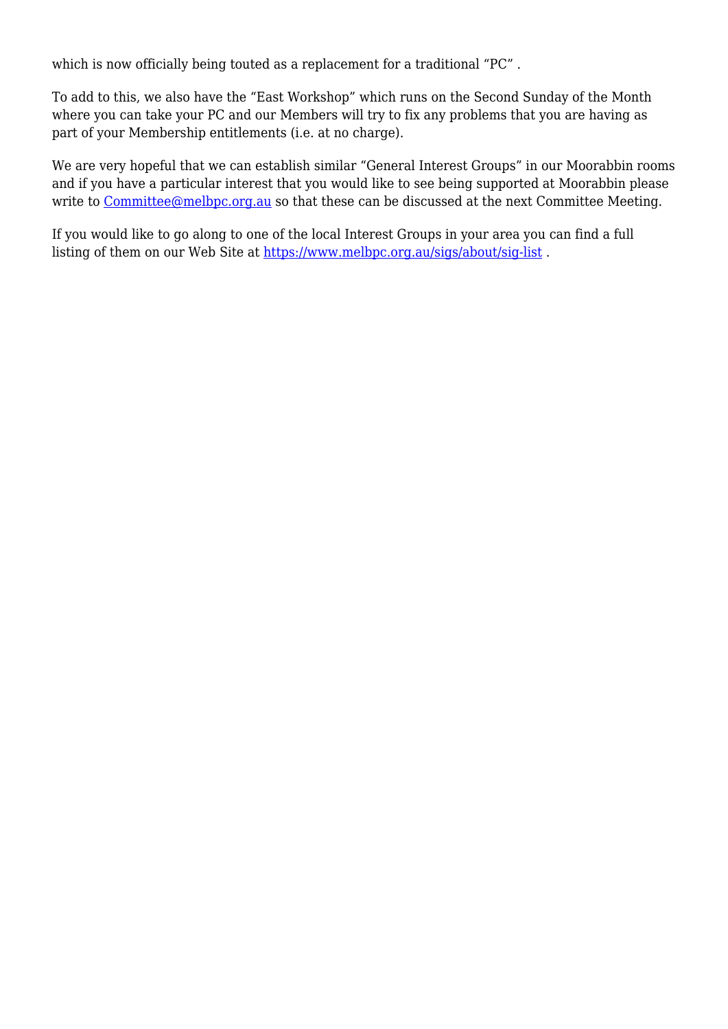which is now officially being touted as a replacement for a traditional “PC” .

To add to this, we also have the “East Workshop” which runs on the Second Sunday of the Month where you can take your PC and our Members will try to fix any problems that you are having as part of your Membership entitlements (i.e. at no charge).

We are very hopeful that we can establish similar “General Interest Groups” in our Moorabbin rooms and if you have a particular interest that you would like to see being supported at Moorabbin please write to [Committee@melbpc.org.au](mailto:Committee@melbpc.org.au) so that these can be discussed at the next Committee Meeting.

If you would like to go along to one of the local Interest Groups in your area you can find a full listing of them on our Web Site at [https://www.melbpc.org.au/sigs/about/sig-list](https://www.melbpc.org.au/sigs/about/sig-list) .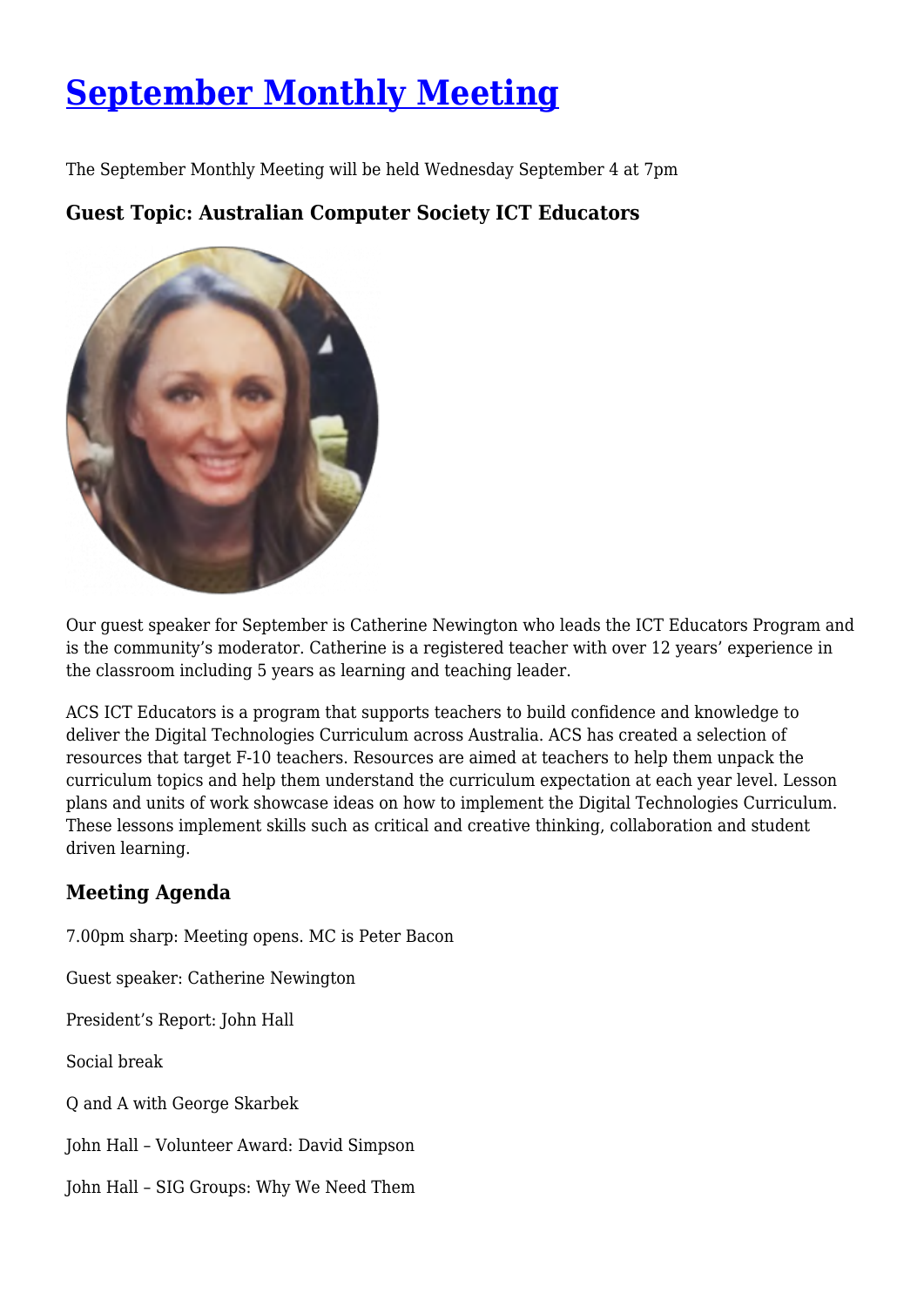# [September Monthly Meeting]

The September Monthly Meeting will be held Wednesday September 4 at 7pm

### Guest Topic: Australian Computer Society ICT Educators

Our guest speaker for September is Catherine Newington who leads the ICT Educators Program and is the community's moderator. Catherine is a registered teacher with over 12 years' experience in the classroom including 5 years as learning and teaching leader.

ACS ICT Educators is a program that supports teachers to build confidence and knowledge to deliver the Digital Technologies Curriculum across Australia. ACS has created a selection of resources that target F-10 teachers. Resources are aimed at teachers to help them unpack the curriculum topics and help them understand the curriculum expectation at each year level. Lesson plans and units of work showcase ideas on how to implement the Digital Technologies Curriculum. These lessons implement skills such as critical and creative thinking, collaboration and student driven learning.

### Meeting Agenda

7.00pm sharp: Meeting opens. MC is Peter Bacon

Guest speaker: Catherine Newington

President's Report: John Hall

Social break

Q and A with George Skarbek

John Hall – Volunteer Award: David Simpson

John Hall – SIG Groups: Why We Need Them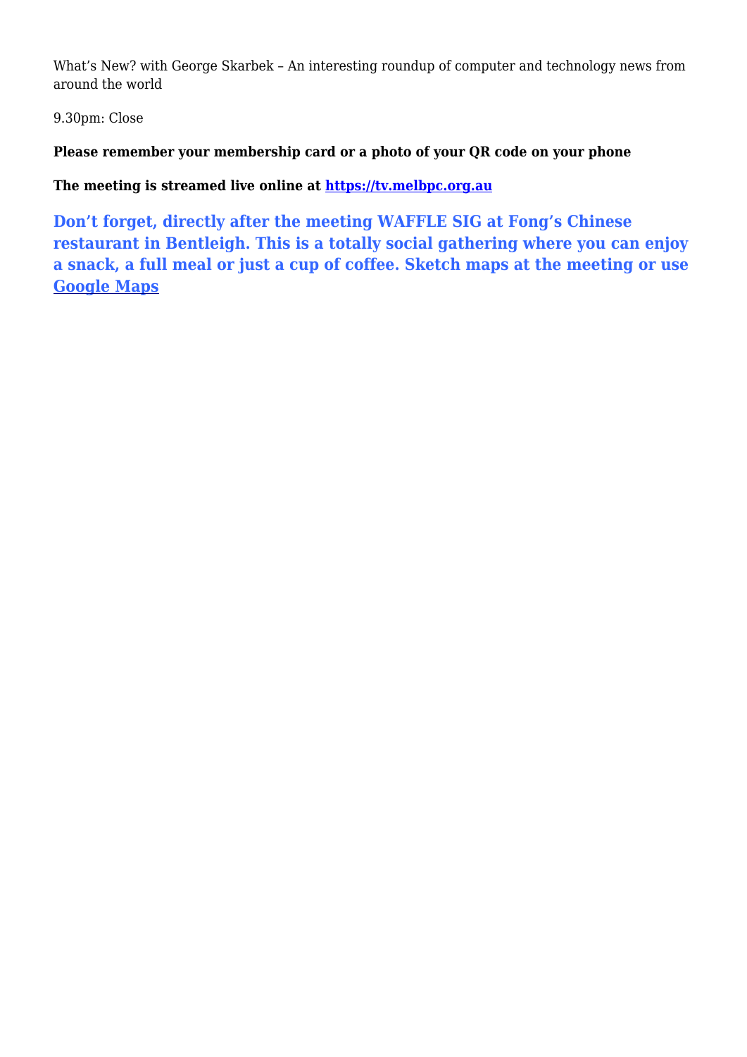What's New? with George Skarbek – An interesting roundup of computer and technology news from around the world

9.30pm: Close

**Please remember your membership card or a photo of your QR code on your phone**

**The meeting is streamed live online at [https://tv.melbpc.org.au](https://tv.melbpc.org.au)**

**Don't forget, directly after the meeting WAFFLE SIG at Fong's Chinese restaurant in Bentleigh. This is a totally social gathering where you can enjoy a snack, a full meal or just a cup of coffee. Sketch maps at the meeting or use Google Maps**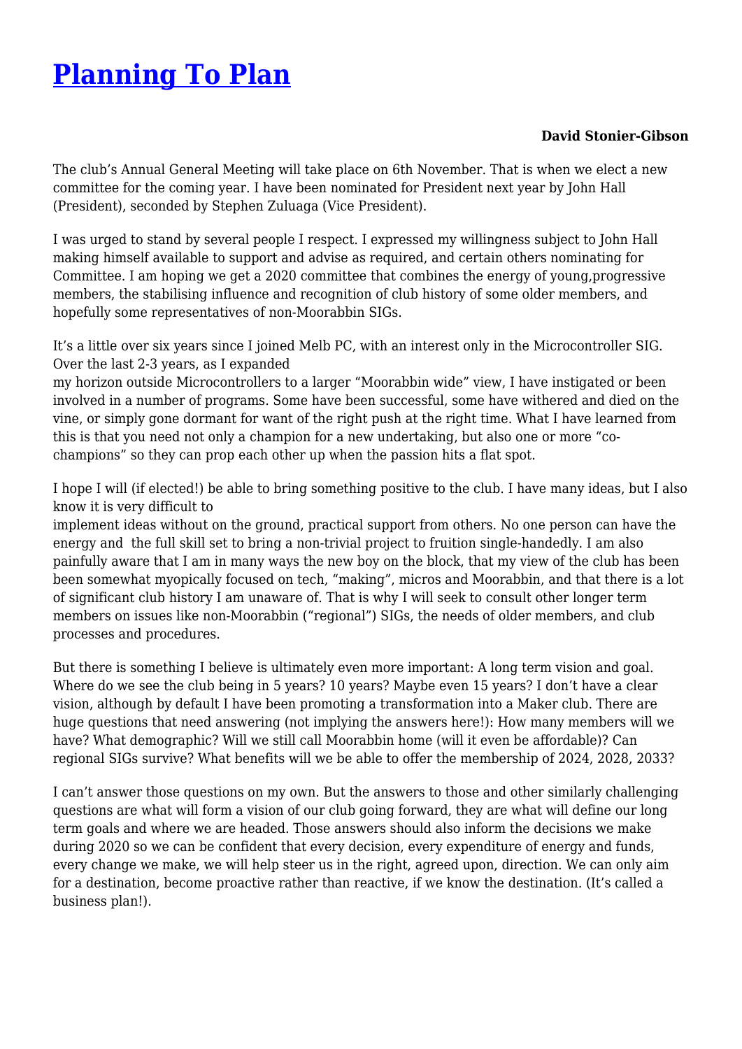# [Planning To Plan]()

**David Stonier-Gibson**

The club's Annual General Meeting will take place on 6th November. That is when we elect a new committee for the coming year. I have been nominated for President next year by John Hall (President), seconded by Stephen Zuluaga (Vice President).

I was urged to stand by several people I respect. I expressed my willingness subject to John Hall making himself available to support and advise as required, and certain others nominating for Committee. I am hoping we get a 2020 committee that combines the energy of young,progressive members, the stabilising influence and recognition of club history of some older members, and hopefully some representatives of non-Moorabbin SIGs.

It's a little over six years since I joined Melb PC, with an interest only in the Microcontroller SIG. Over the last 2-3 years, as I expanded my horizon outside Microcontrollers to a larger "Moorabbin wide" view, I have instigated or been involved in a number of programs. Some have been successful, some have withered and died on the vine, or simply gone dormant for want of the right push at the right time. What I have learned from this is that you need not only a champion for a new undertaking, but also one or more "co-champions" so they can prop each other up when the passion hits a flat spot.

I hope I will (if elected!) be able to bring something positive to the club. I have many ideas, but I also know it is very difficult to implement ideas without on the ground, practical support from others. No one person can have the energy and the full skill set to bring a non-trivial project to fruition single-handedly. I am also painfully aware that I am in many ways the new boy on the block, that my view of the club has been been somewhat myopically focused on tech, "making", micros and Moorabbin, and that there is a lot of significant club history I am unaware of. That is why I will seek to consult other longer term members on issues like non-Moorabbin ("regional") SIGs, the needs of older members, and club processes and procedures.

But there is something I believe is ultimately even more important: A long term vision and goal. Where do we see the club being in 5 years? 10 years? Maybe even 15 years? I don't have a clear vision, although by default I have been promoting a transformation into a Maker club. There are huge questions that need answering (not implying the answers here!): How many members will we have? What demographic? Will we still call Moorabbin home (will it even be affordable)? Can regional SIGs survive? What benefits will we be able to offer the membership of 2024, 2028, 2033?

I can't answer those questions on my own. But the answers to those and other similarly challenging questions are what will form a vision of our club going forward, they are what will define our long term goals and where we are headed. Those answers should also inform the decisions we make during 2020 so we can be confident that every decision, every expenditure of energy and funds, every change we make, we will help steer us in the right, agreed upon, direction. We can only aim for a destination, become proactive rather than reactive, if we know the destination. (It's called a business plan!).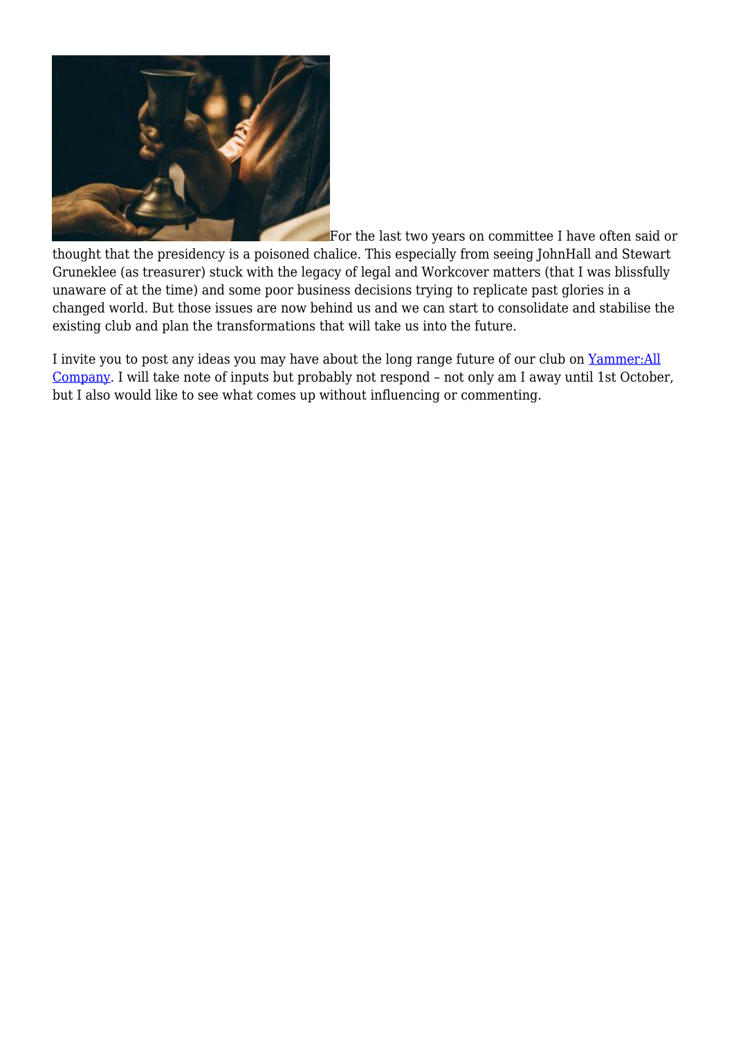For the last two years on committee I have often said or thought that the presidency is a poisoned chalice. This especially from seeing JohnHall and Stewart Gruneklee (as treasurer) stuck with the legacy of legal and Workcover matters (that I was blissfully unaware of at the time) and some poor business decisions trying to replicate past glories in a changed world. But those issues are now behind us and we can start to consolidate and stabilise the existing club and plan the transformations that will take us into the future.

I invite you to post any ideas you may have about the long range future of our club on Yammer:All Company. I will take note of inputs but probably not respond – not only am I away until 1st October, but I also would like to see what comes up without influencing or commenting.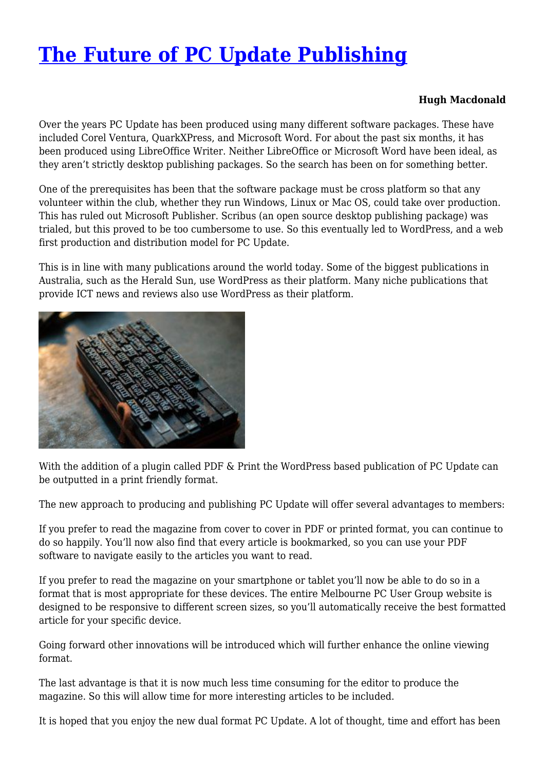# [The Future of PC Update Publishing]()

**Hugh Macdonald**

Over the years PC Update has been produced using many different software packages. These have included Corel Ventura, QuarkXPress, and Microsoft Word. For about the past six months, it has been produced using LibreOffice Writer. Neither LibreOffice or Microsoft Word have been ideal, as they aren't strictly desktop publishing packages. So the search has been on for something better.

One of the prerequisites has been that the software package must be cross platform so that any volunteer within the club, whether they run Windows, Linux or Mac OS, could take over production. This has ruled out Microsoft Publisher. Scribus (an open source desktop publishing package) was trialed, but this proved to be too cumbersome to use. So this eventually led to WordPress, and a web first production and distribution model for PC Update.

This is in line with many publications around the world today. Some of the biggest publications in Australia, such as the Herald Sun, use WordPress as their platform. Many niche publications that provide ICT news and reviews also use WordPress as their platform.

With the addition of a plugin called PDF & Print the WordPress based publication of PC Update can be outputted in a print friendly format.

The new approach to producing and publishing PC Update will offer several advantages to members:

If you prefer to read the magazine from cover to cover in PDF or printed format, you can continue to do so happily. You'll now also find that every article is bookmarked, so you can use your PDF software to navigate easily to the articles you want to read.

If you prefer to read the magazine on your smartphone or tablet you'll now be able to do so in a format that is most appropriate for these devices. The entire Melbourne PC User Group website is designed to be responsive to different screen sizes, so you'll automatically receive the best formatted article for your specific device.

Going forward other innovations will be introduced which will further enhance the online viewing format.

The last advantage is that it is now much less time consuming for the editor to produce the magazine. So this will allow time for more interesting articles to be included.

It is hoped that you enjoy the new dual format PC Update. A lot of thought, time and effort has been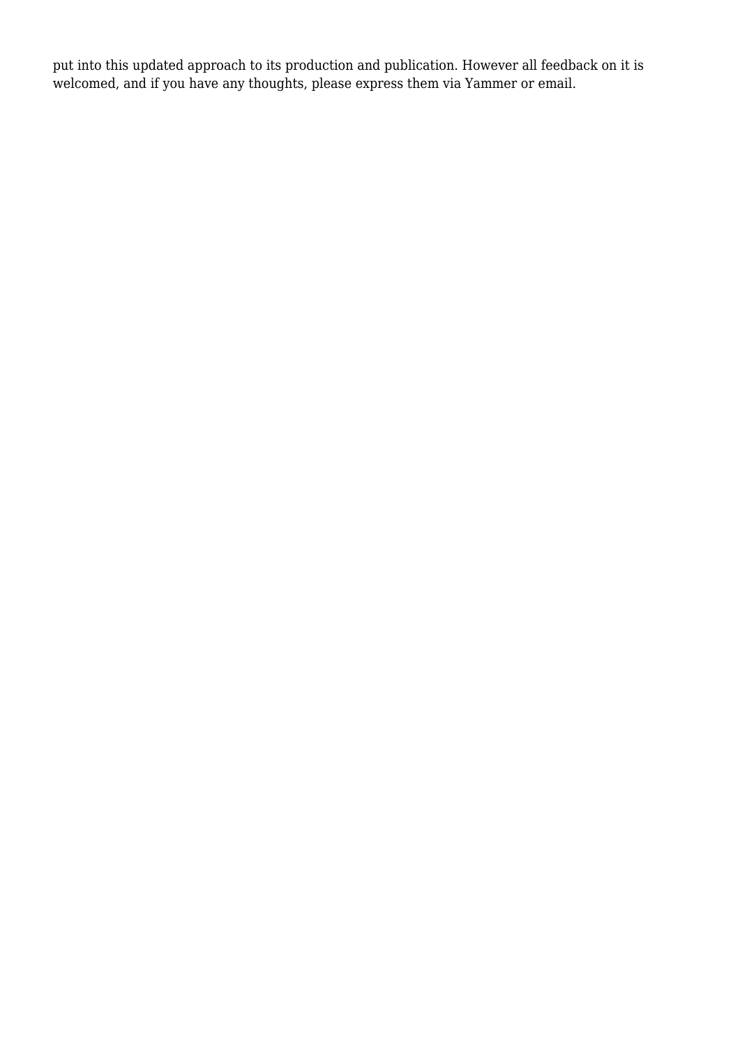put into this updated approach to its production and publication. However all feedback on it is welcomed, and if you have any thoughts, please express them via Yammer or email.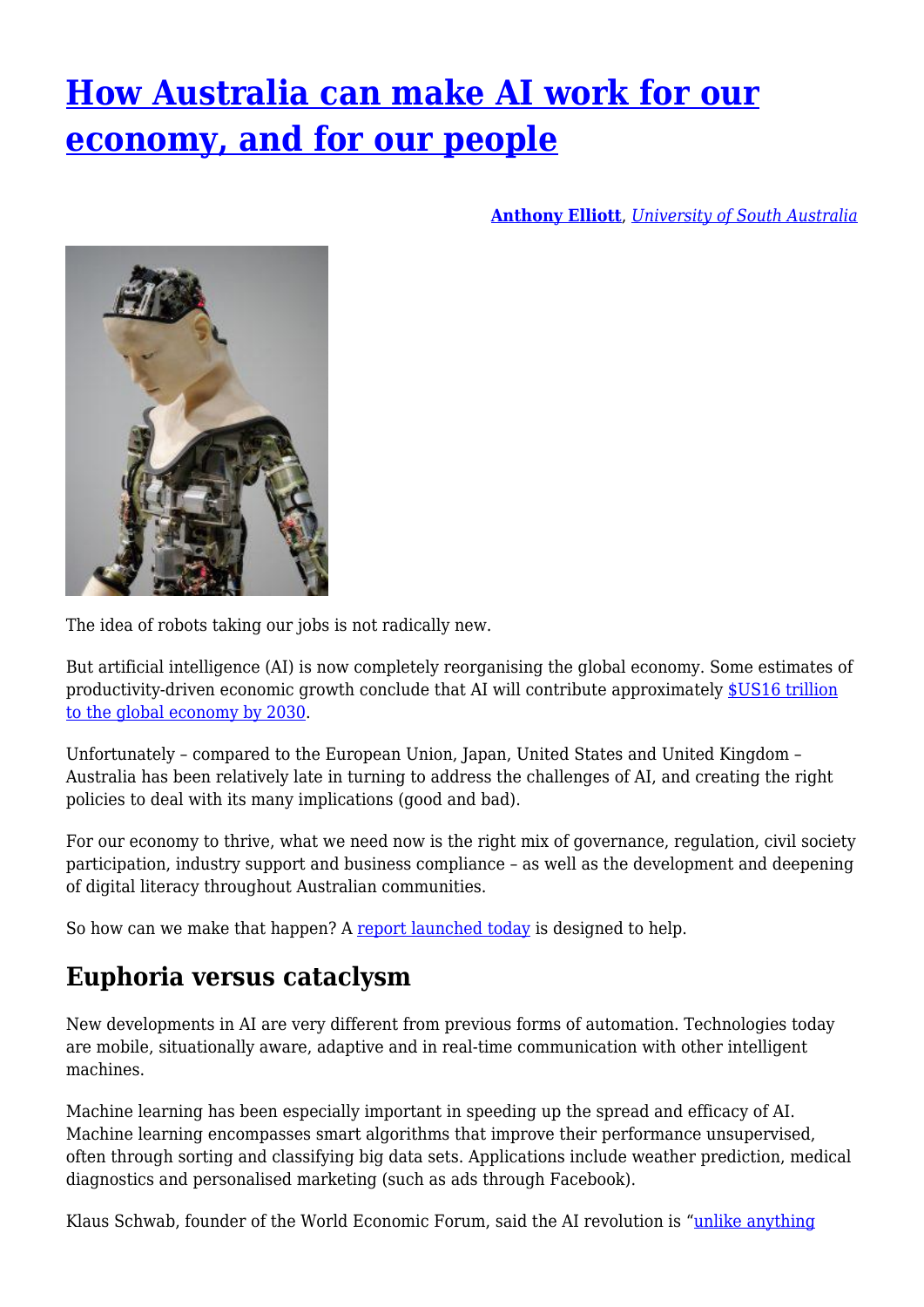# How Australia can make AI work for our economy, and for our people

**Anthony Elliott**, *University of South Australia*

The idea of robots taking our jobs is not radically new.

But artificial intelligence (AI) is now completely reorganising the global economy. Some estimates of productivity-driven economic growth conclude that AI will contribute approximately $US16 trillion to the global economy by 2030.

Unfortunately – compared to the European Union, Japan, United States and United Kingdom – Australia has been relatively late in turning to address the challenges of AI, and creating the right policies to deal with its many implications (good and bad).

For our economy to thrive, what we need now is the right mix of governance, regulation, civil society participation, industry support and business compliance – as well as the development and deepening of digital literacy throughout Australian communities.

So how can we make that happen? A report launched today is designed to help.

## Euphoria versus cataclysm

New developments in AI are very different from previous forms of automation. Technologies today are mobile, situationally aware, adaptive and in real-time communication with other intelligent machines.

Machine learning has been especially important in speeding up the spread and efficacy of AI. Machine learning encompasses smart algorithms that improve their performance unsupervised, often through sorting and classifying big data sets. Applications include weather prediction, medical diagnostics and personalised marketing (such as ads through Facebook).

Klaus Schwab, founder of the World Economic Forum, said the AI revolution is "unlike anything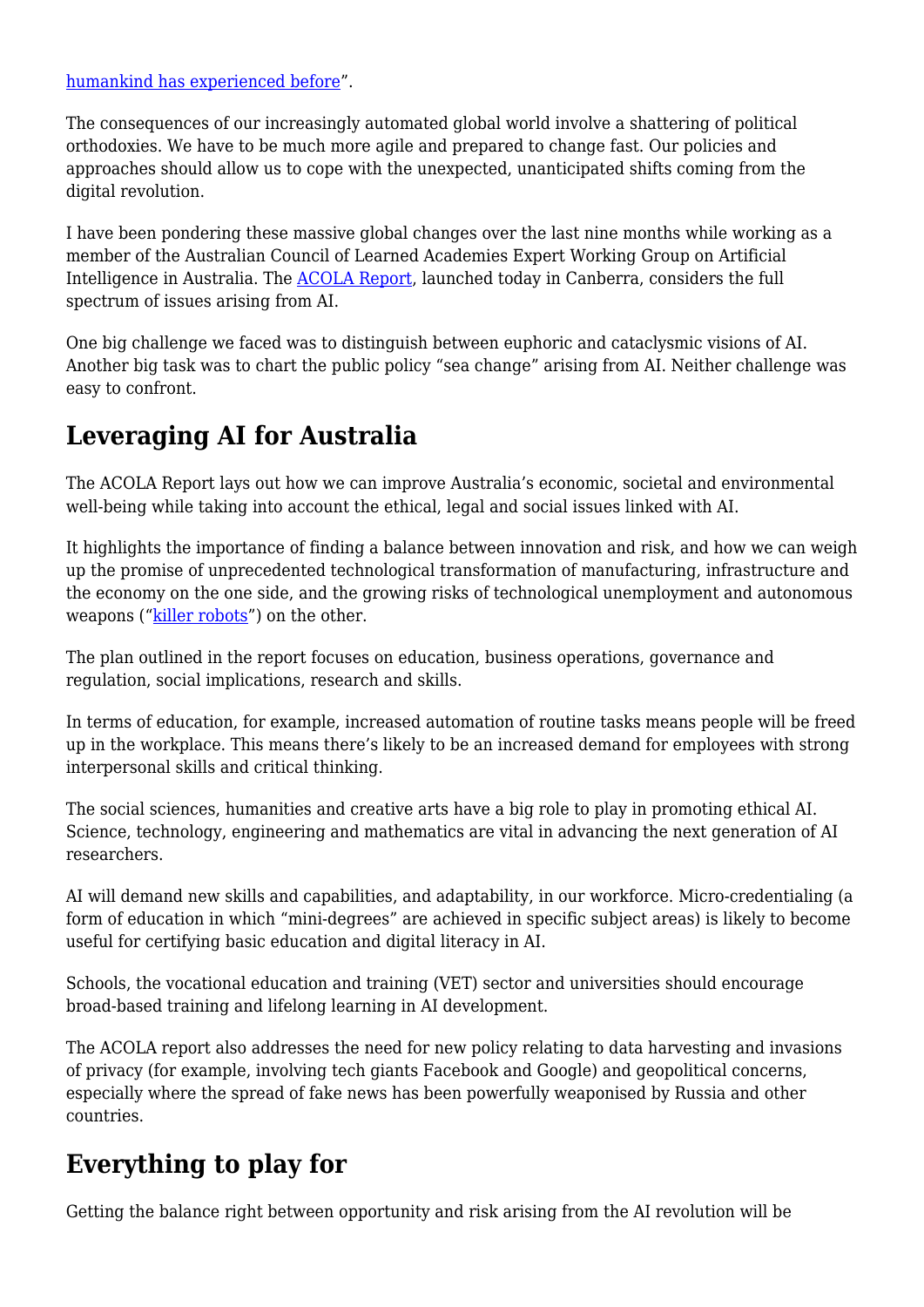[humankind has experienced before](#)".

The consequences of our increasingly automated global world involve a shattering of political orthodoxies. We have to be much more agile and prepared to change fast. Our policies and approaches should allow us to cope with the unexpected, unanticipated shifts coming from the digital revolution.

I have been pondering these massive global changes over the last nine months while working as a member of the Australian Council of Learned Academies Expert Working Group on Artificial Intelligence in Australia. The [ACOLA Report](#), launched today in Canberra, considers the full spectrum of issues arising from AI.

One big challenge we faced was to distinguish between euphoric and cataclysmic visions of AI. Another big task was to chart the public policy "sea change" arising from AI. Neither challenge was easy to confront.

## Leveraging AI for Australia

The ACOLA Report lays out how we can improve Australia's economic, societal and environmental well-being while taking into account the ethical, legal and social issues linked with AI.

It highlights the importance of finding a balance between innovation and risk, and how we can weigh up the promise of unprecedented technological transformation of manufacturing, infrastructure and the economy on the one side, and the growing risks of technological unemployment and autonomous weapons ("[killer robots](#)") on the other.

The plan outlined in the report focuses on education, business operations, governance and regulation, social implications, research and skills.

In terms of education, for example, increased automation of routine tasks means people will be freed up in the workplace. This means there's likely to be an increased demand for employees with strong interpersonal skills and critical thinking.

The social sciences, humanities and creative arts have a big role to play in promoting ethical AI. Science, technology, engineering and mathematics are vital in advancing the next generation of AI researchers.

AI will demand new skills and capabilities, and adaptability, in our workforce. Micro-credentialing (a form of education in which "mini-degrees" are achieved in specific subject areas) is likely to become useful for certifying basic education and digital literacy in AI.

Schools, the vocational education and training (VET) sector and universities should encourage broad-based training and lifelong learning in AI development.

The ACOLA report also addresses the need for new policy relating to data harvesting and invasions of privacy (for example, involving tech giants Facebook and Google) and geopolitical concerns, especially where the spread of fake news has been powerfully weaponised by Russia and other countries.

## Everything to play for

Getting the balance right between opportunity and risk arising from the AI revolution will be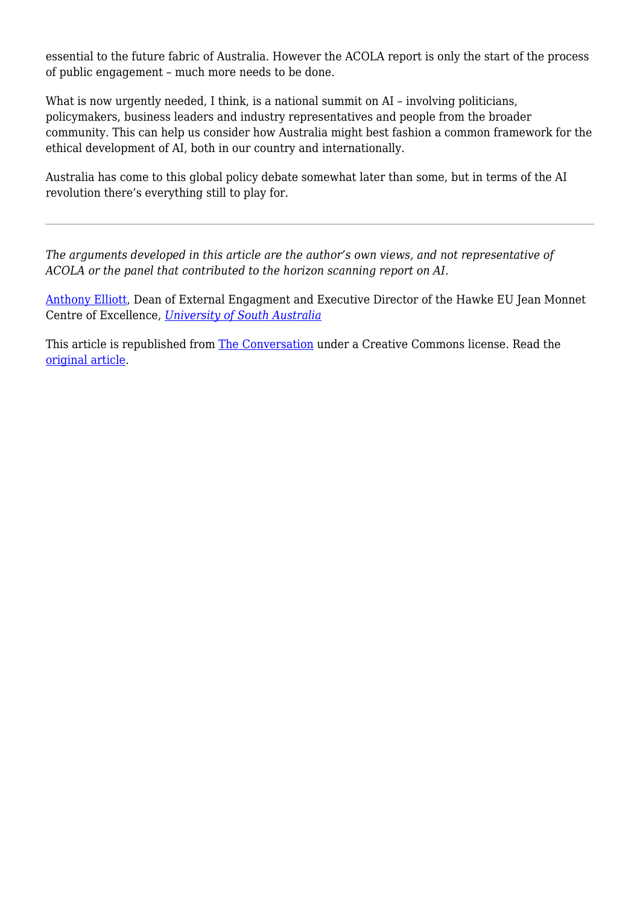essential to the future fabric of Australia. However the ACOLA report is only the start of the process of public engagement – much more needs to be done.

What is now urgently needed, I think, is a national summit on AI – involving politicians, policymakers, business leaders and industry representatives and people from the broader community. This can help us consider how Australia might best fashion a common framework for the ethical development of AI, both in our country and internationally.

Australia has come to this global policy debate somewhat later than some, but in terms of the AI revolution there's everything still to play for.

---

*The arguments developed in this article are the author's own views, and not representative of ACOLA or the panel that contributed to the horizon scanning report on AI.*

Anthony Elliott, Dean of External Engagment and Executive Director of the Hawke EU Jean Monnet Centre of Excellence, *University of South Australia*

This article is republished from The Conversation under a Creative Commons license. Read the original article.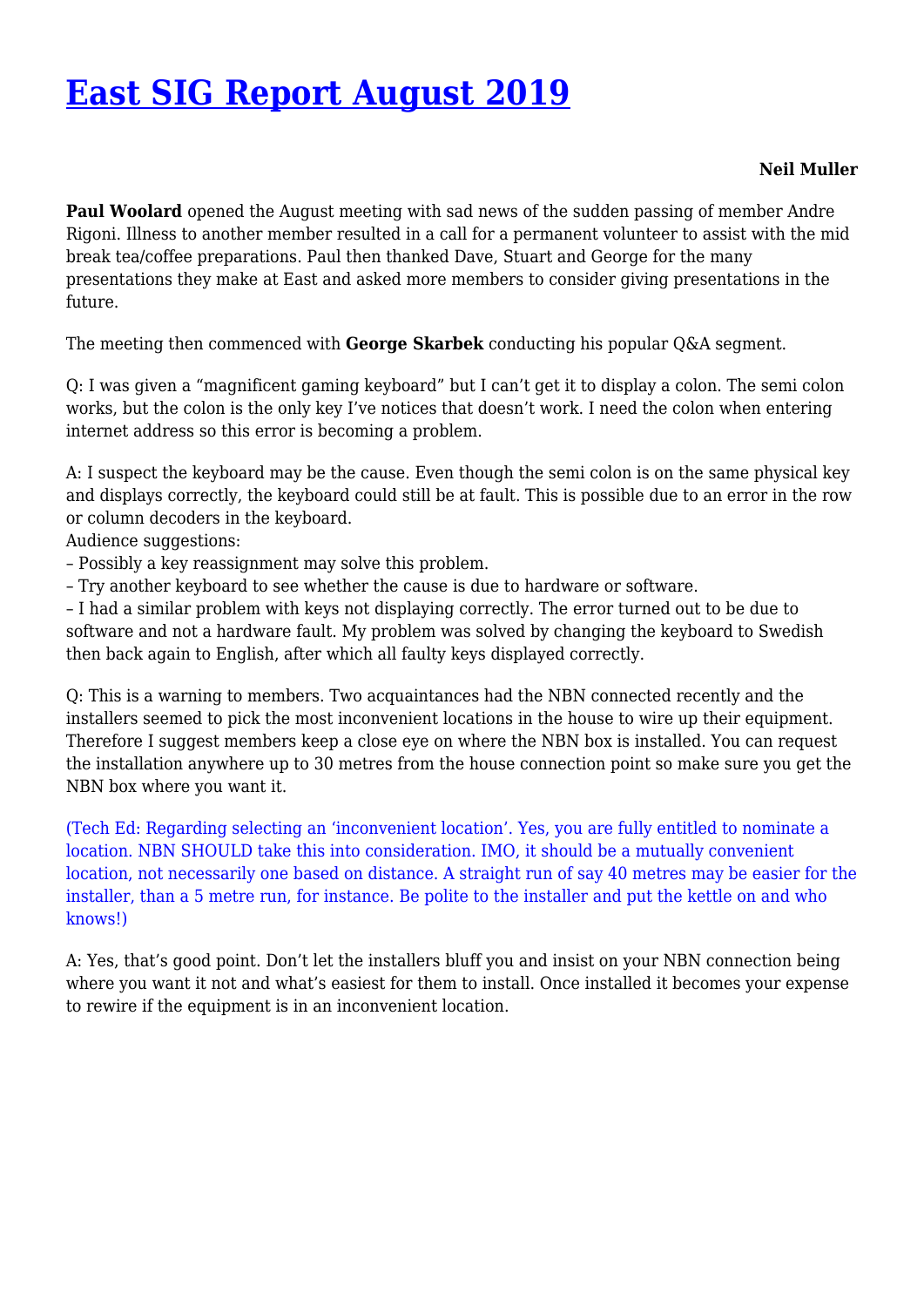# East SIG Report August 2019

**Neil Muller**

**Paul Woolard** opened the August meeting with sad news of the sudden passing of member Andre Rigoni. Illness to another member resulted in a call for a permanent volunteer to assist with the mid break tea/coffee preparations. Paul then thanked Dave, Stuart and George for the many presentations they make at East and asked more members to consider giving presentations in the future.

The meeting then commenced with **George Skarbek** conducting his popular Q&A segment.

Q: I was given a "magnificent gaming keyboard" but I can't get it to display a colon. The semi colon works, but the colon is the only key I've notices that doesn't work. I need the colon when entering internet address so this error is becoming a problem.

A: I suspect the keyboard may be the cause. Even though the semi colon is on the same physical key and displays correctly, the keyboard could still be at fault. This is possible due to an error in the row or column decoders in the keyboard.
Audience suggestions:
– Possibly a key reassignment may solve this problem.
– Try another keyboard to see whether the cause is due to hardware or software.
– I had a similar problem with keys not displaying correctly. The error turned out to be due to software and not a hardware fault. My problem was solved by changing the keyboard to Swedish then back again to English, after which all faulty keys displayed correctly.

Q: This is a warning to members. Two acquaintances had the NBN connected recently and the installers seemed to pick the most inconvenient locations in the house to wire up their equipment. Therefore I suggest members keep a close eye on where the NBN box is installed. You can request the installation anywhere up to 30 metres from the house connection point so make sure you get the NBN box where you want it.

(Tech Ed: Regarding selecting an 'inconvenient location'. Yes, you are fully entitled to nominate a location. NBN SHOULD take this into consideration. IMO, it should be a mutually convenient location, not necessarily one based on distance. A straight run of say 40 metres may be easier for the installer, than a 5 metre run, for instance. Be polite to the installer and put the kettle on and who knows!)

A: Yes, that's good point. Don't let the installers bluff you and insist on your NBN connection being where you want it not and what's easiest for them to install. Once installed it becomes your expense to rewire if the equipment is in an inconvenient location.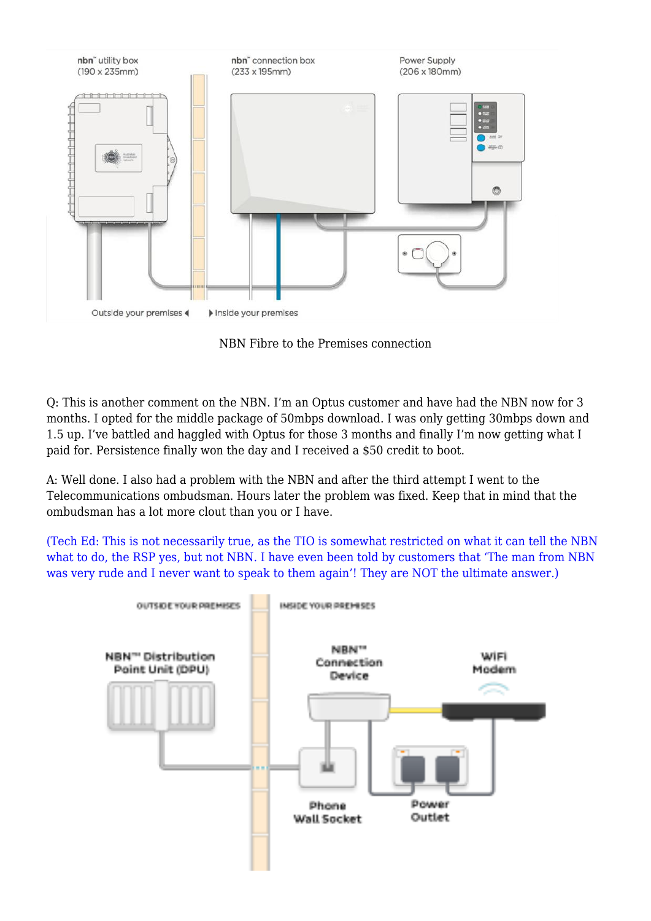NBN Fibre to the Premises connection

Q: This is another comment on the NBN. I'm an Optus customer and have had the NBN now for 3 months. I opted for the middle package of 50mbps download. I was only getting 30mbps down and 1.5 up. I've battled and haggled with Optus for those 3 months and finally I'm now getting what I paid for. Persistence finally won the day and I received a $50 credit to boot.

A: Well done. I also had a problem with the NBN and after the third attempt I went to the Telecommunications ombudsman. Hours later the problem was fixed. Keep that in mind that the ombudsman has a lot more clout than you or I have.

(Tech Ed: This is not necessarily true, as the TIO is somewhat restricted on what it can tell the NBN what to do, the RSP yes, but not NBN. I have even been told by customers that 'The man from NBN was very rude and I never want to speak to them again'! They are NOT the ultimate answer.)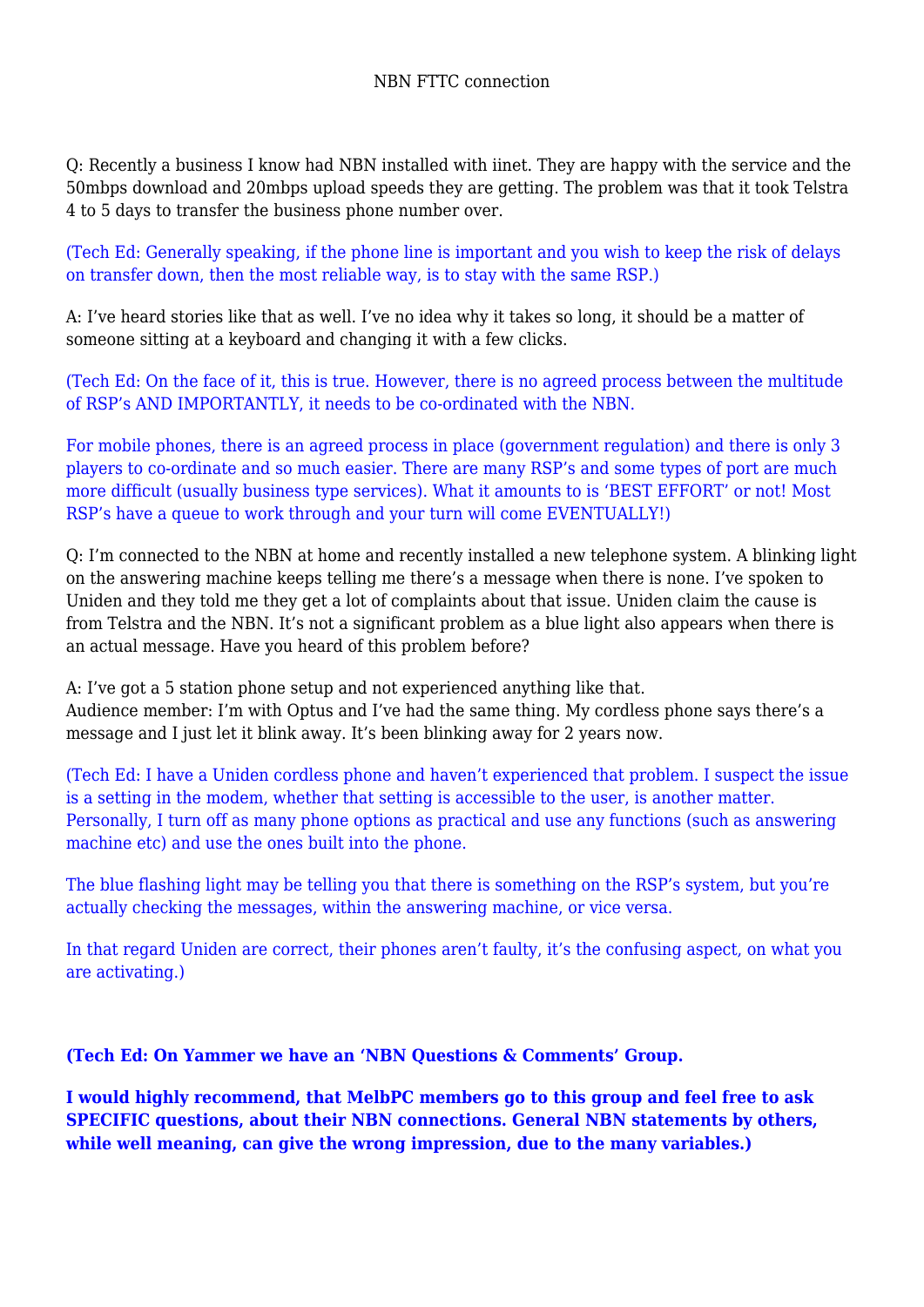# NBN FTTC connection

Q: Recently a business I know had NBN installed with iinet. They are happy with the service and the 50mbps download and 20mbps upload speeds they are getting. The problem was that it took Telstra 4 to 5 days to transfer the business phone number over.

(Tech Ed: Generally speaking, if the phone line is important and you wish to keep the risk of delays on transfer down, then the most reliable way, is to stay with the same RSP.)

A: I've heard stories like that as well. I've no idea why it takes so long, it should be a matter of someone sitting at a keyboard and changing it with a few clicks.

(Tech Ed: On the face of it, this is true. However, there is no agreed process between the multitude of RSP's AND IMPORTANTLY, it needs to be co-ordinated with the NBN.

For mobile phones, there is an agreed process in place (government regulation) and there is only 3 players to co-ordinate and so much easier. There are many RSP's and some types of port are much more difficult (usually business type services). What it amounts to is 'BEST EFFORT' or not! Most RSP's have a queue to work through and your turn will come EVENTUALLY!)

Q: I'm connected to the NBN at home and recently installed a new telephone system. A blinking light on the answering machine keeps telling me there's a message when there is none. I've spoken to Uniden and they told me they get a lot of complaints about that issue. Uniden claim the cause is from Telstra and the NBN. It's not a significant problem as a blue light also appears when there is an actual message. Have you heard of this problem before?

A: I've got a 5 station phone setup and not experienced anything like that.
Audience member: I'm with Optus and I've had the same thing. My cordless phone says there's a message and I just let it blink away. It's been blinking away for 2 years now.

(Tech Ed: I have a Uniden cordless phone and haven't experienced that problem. I suspect the issue is a setting in the modem, whether that setting is accessible to the user, is another matter. Personally, I turn off as many phone options as practical and use any functions (such as answering machine etc) and use the ones built into the phone.

The blue flashing light may be telling you that there is something on the RSP's system, but you're actually checking the messages, within the answering machine, or vice versa.

In that regard Uniden are correct, their phones aren't faulty, it's the confusing aspect, on what you are activating.)

**(Tech Ed: On Yammer we have an 'NBN Questions & Comments' Group.**

**I would highly recommend, that MelbPC members go to this group and feel free to ask SPECIFIC questions, about their NBN connections. General NBN statements by others, while well meaning, can give the wrong impression, due to the many variables.)**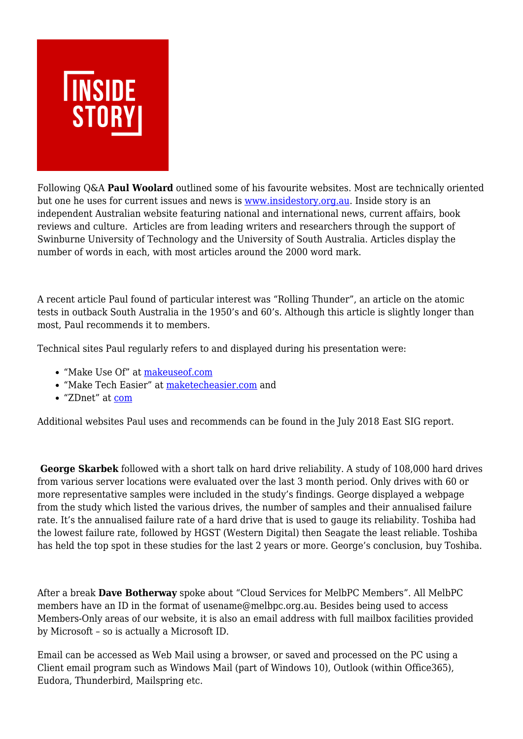Following Q&A **Paul Woolard** outlined some of his favourite websites. Most are technically oriented but one he uses for current issues and news is [www.insidestory.org.au](http://www.insidestory.org.au). Inside story is an independent Australian website featuring national and international news, current affairs, book reviews and culture. Articles are from leading writers and researchers through the support of Swinburne University of Technology and the University of South Australia. Articles display the number of words in each, with most articles around the 2000 word mark.

A recent article Paul found of particular interest was "Rolling Thunder", an article on the atomic tests in outback South Australia in the 1950's and 60's. Although this article is slightly longer than most, Paul recommends it to members.

Technical sites Paul regularly refers to and displayed during his presentation were:

- "Make Use Of" at [makeuseof.com](http://makeuseof.com)
- "Make Tech Easier" at [maketecheasier.com](http://maketecheasier.com) and
- "ZDnet" at [com](http://com)

Additional websites Paul uses and recommends can be found in the July 2018 East SIG report.

**George Skarbek** followed with a short talk on hard drive reliability. A study of 108,000 hard drives from various server locations were evaluated over the last 3 month period. Only drives with 60 or more representative samples were included in the study's findings. George displayed a webpage from the study which listed the various drives, the number of samples and their annualised failure rate. It's the annualised failure rate of a hard drive that is used to gauge its reliability. Toshiba had the lowest failure rate, followed by HGST (Western Digital) then Seagate the least reliable. Toshiba has held the top spot in these studies for the last 2 years or more. George's conclusion, buy Toshiba.

After a break **Dave Botherway** spoke about "Cloud Services for MelbPC Members". All MelbPC members have an ID in the format of usename@melbpc.org.au. Besides being used to access Members-Only areas of our website, it is also an email address with full mailbox facilities provided by Microsoft – so is actually a Microsoft ID.

Email can be accessed as Web Mail using a browser, or saved and processed on the PC using a Client email program such as Windows Mail (part of Windows 10), Outlook (within Office365), Eudora, Thunderbird, Mailspring etc.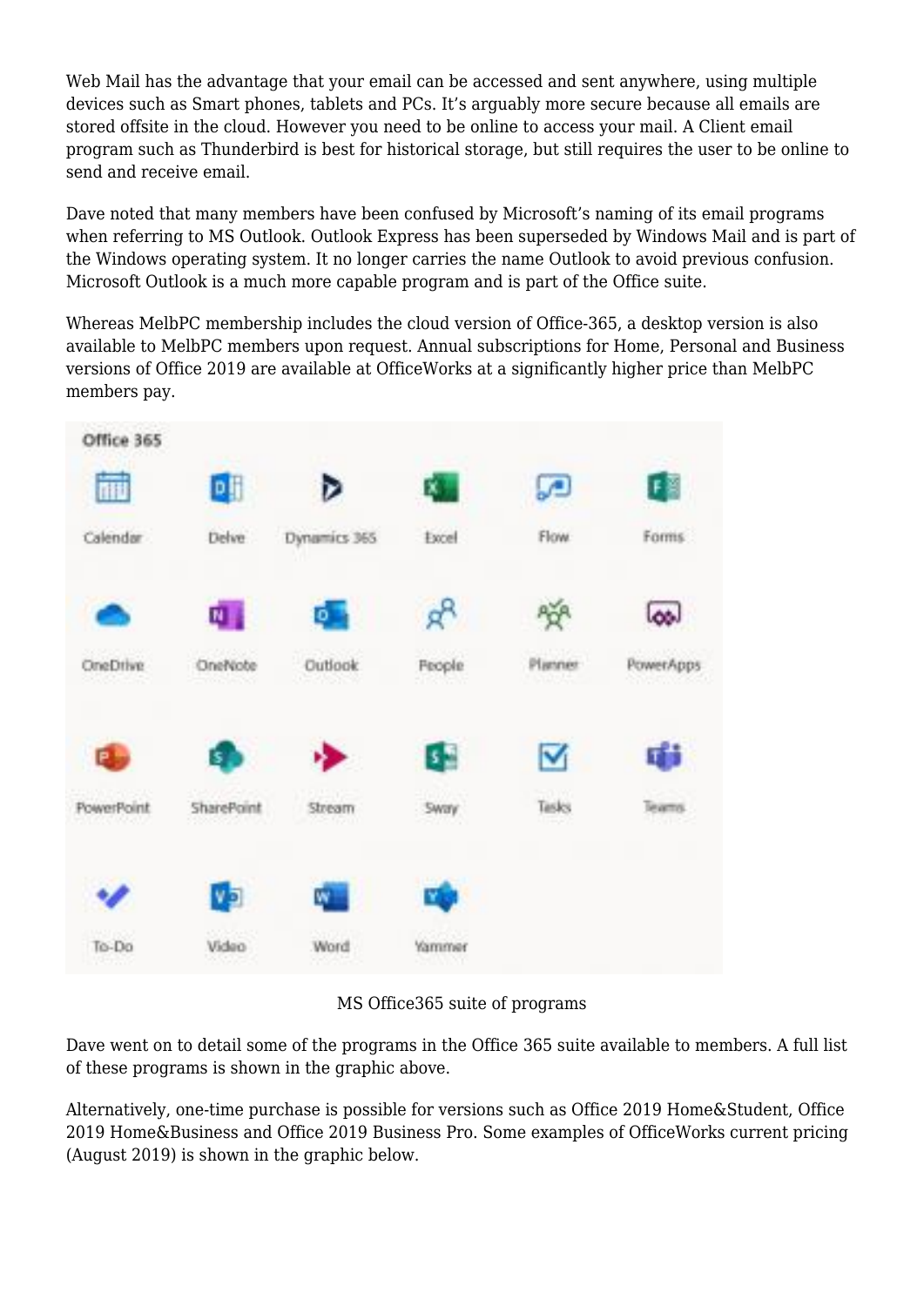Web Mail has the advantage that your email can be accessed and sent anywhere, using multiple devices such as Smart phones, tablets and PCs. It's arguably more secure because all emails are stored offsite in the cloud. However you need to be online to access your mail. A Client email program such as Thunderbird is best for historical storage, but still requires the user to be online to send and receive email.

Dave noted that many members have been confused by Microsoft's naming of its email programs when referring to MS Outlook. Outlook Express has been superseded by Windows Mail and is part of the Windows operating system. It no longer carries the name Outlook to avoid previous confusion. Microsoft Outlook is a much more capable program and is part of the Office suite.

Whereas MelbPC membership includes the cloud version of Office-365, a desktop version is also available to MelbPC members upon request. Annual subscriptions for Home, Personal and Business versions of Office 2019 are available at OfficeWorks at a significantly higher price than MelbPC members pay.

MS Office365 suite of programs

Dave went on to detail some of the programs in the Office 365 suite available to members. A full list of these programs is shown in the graphic above.

Alternatively, one-time purchase is possible for versions such as Office 2019 Home&Student, Office 2019 Home&Business and Office 2019 Business Pro. Some examples of OfficeWorks current pricing (August 2019) is shown in the graphic below.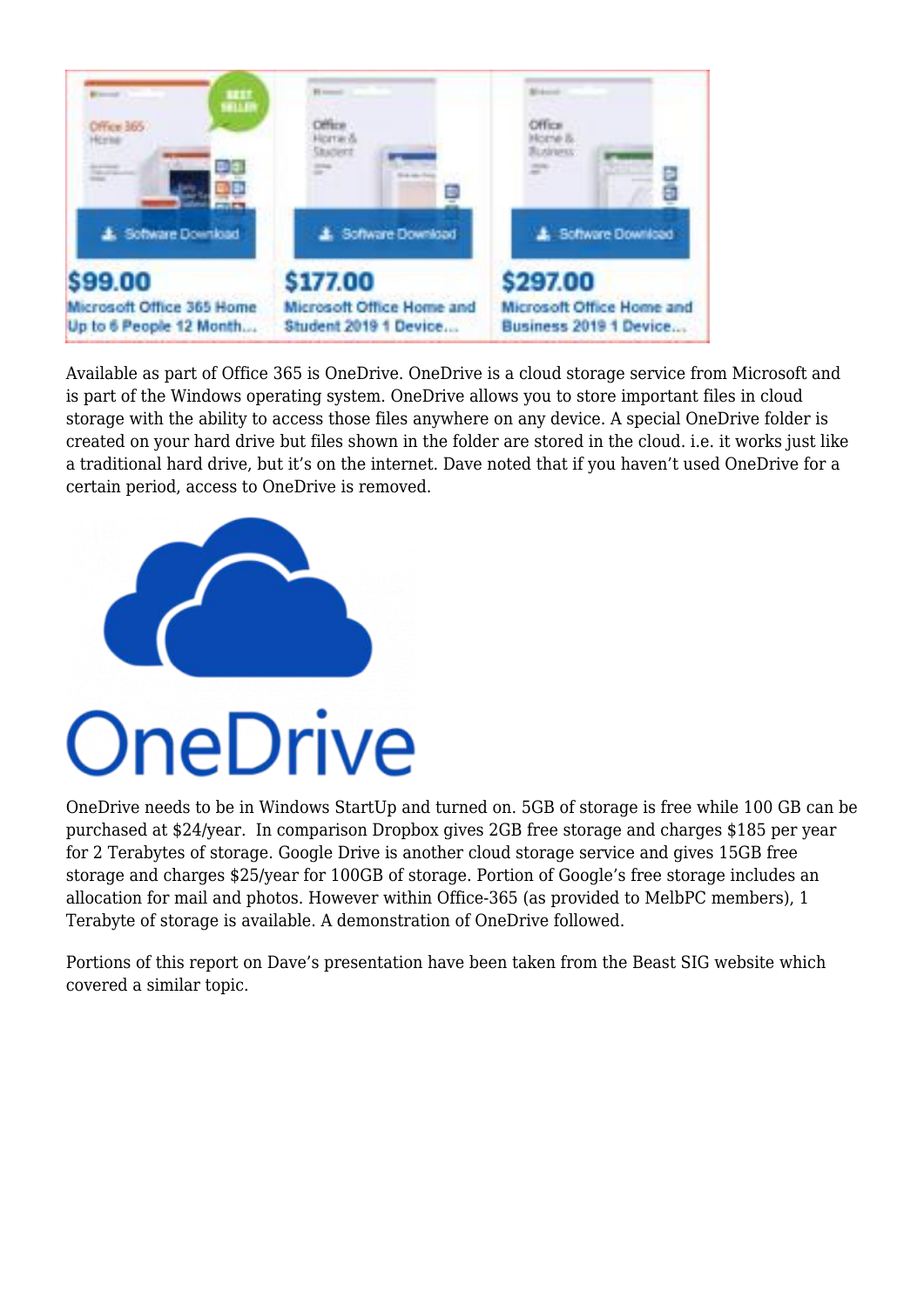Available as part of Office 365 is OneDrive. OneDrive is a cloud storage service from Microsoft and is part of the Windows operating system. OneDrive allows you to store important files in cloud storage with the ability to access those files anywhere on any device. A special OneDrive folder is created on your hard drive but files shown in the folder are stored in the cloud. i.e. it works just like a traditional hard drive, but it's on the internet. Dave noted that if you haven't used OneDrive for a certain period, access to OneDrive is removed.

OneDrive needs to be in Windows StartUp and turned on. 5GB of storage is free while 100 GB can be purchased at $24/year. In comparison Dropbox gives 2GB free storage and charges $185 per year for 2 Terabytes of storage. Google Drive is another cloud storage service and gives 15GB free storage and charges $25/year for 100GB of storage. Portion of Google's free storage includes an allocation for mail and photos. However within Office-365 (as provided to MelbPC members), 1 Terabyte of storage is available. A demonstration of OneDrive followed.

Portions of this report on Dave's presentation have been taken from the Beast SIG website which covered a similar topic.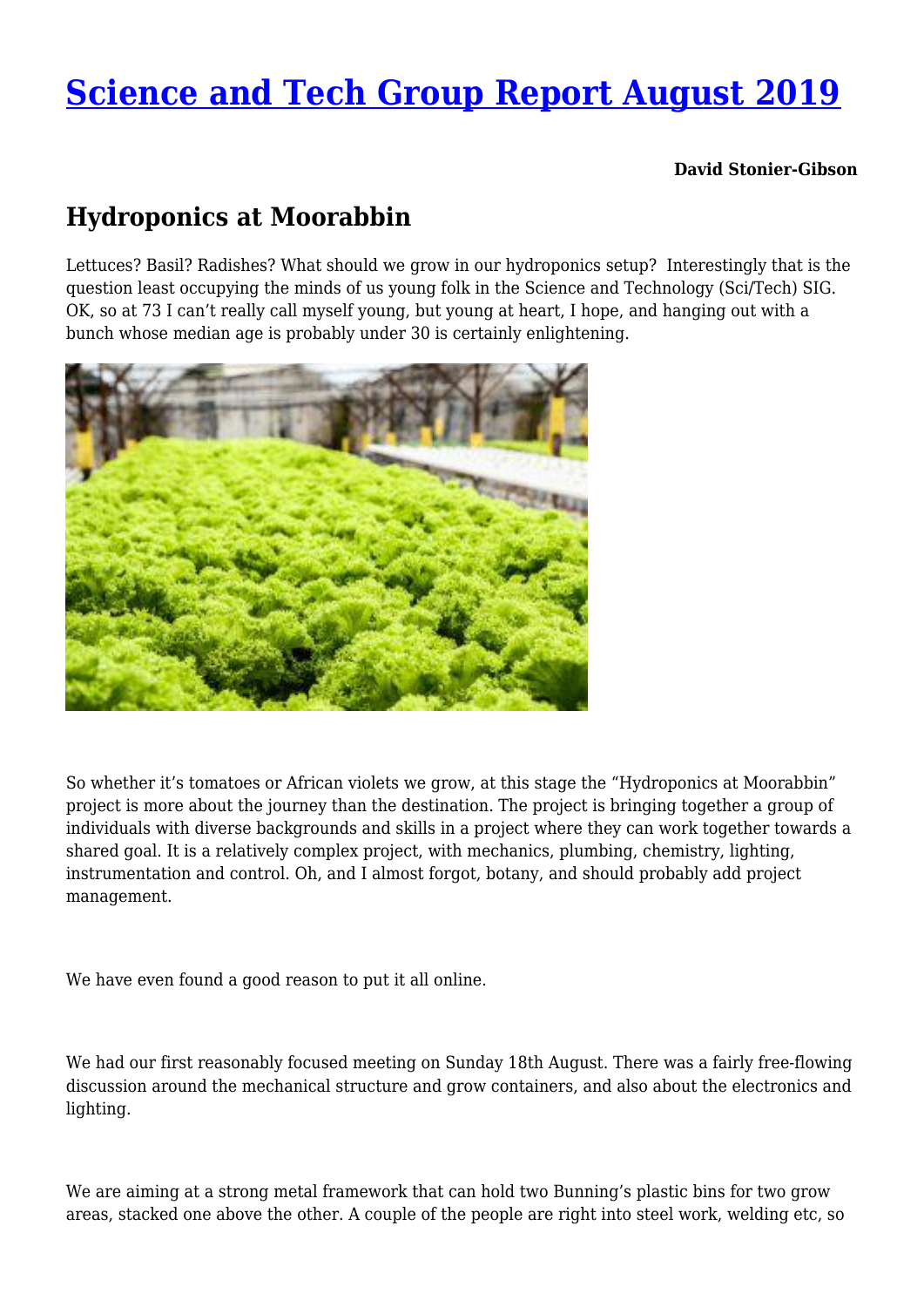# [Science and Tech Group Report August 2019](#)

**David Stonier-Gibson**

## Hydroponics at Moorabbin

Lettuces? Basil? Radishes? What should we grow in our hydroponics setup? Interestingly that is the question least occupying the minds of us young folk in the Science and Technology (Sci/Tech) SIG. OK, so at 73 I can't really call myself young, but young at heart, I hope, and hanging out with a bunch whose median age is probably under 30 is certainly enlightening.

So whether it's tomatoes or African violets we grow, at this stage the "Hydroponics at Moorabbin" project is more about the journey than the destination. The project is bringing together a group of individuals with diverse backgrounds and skills in a project where they can work together towards a shared goal. It is a relatively complex project, with mechanics, plumbing, chemistry, lighting, instrumentation and control. Oh, and I almost forgot, botany, and should probably add project management.

We have even found a good reason to put it all online.

We had our first reasonably focused meeting on Sunday 18th August. There was a fairly free-flowing discussion around the mechanical structure and grow containers, and also about the electronics and lighting.

We are aiming at a strong metal framework that can hold two Bunning's plastic bins for two grow areas, stacked one above the other. A couple of the people are right into steel work, welding etc, so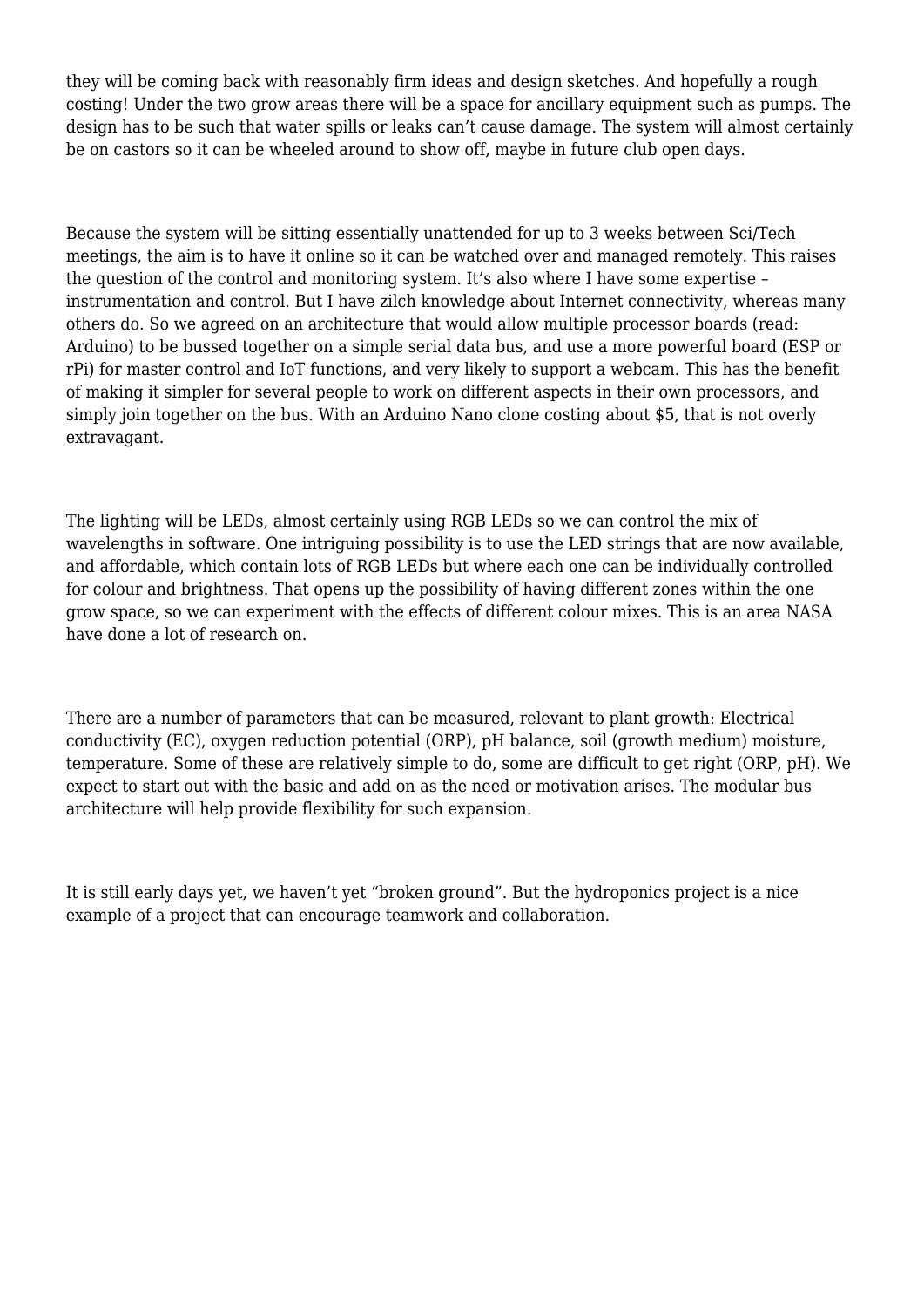they will be coming back with reasonably firm ideas and design sketches. And hopefully a rough costing! Under the two grow areas there will be a space for ancillary equipment such as pumps. The design has to be such that water spills or leaks can't cause damage. The system will almost certainly be on castors so it can be wheeled around to show off, maybe in future club open days.

Because the system will be sitting essentially unattended for up to 3 weeks between Sci/Tech meetings, the aim is to have it online so it can be watched over and managed remotely. This raises the question of the control and monitoring system. It's also where I have some expertise – instrumentation and control. But I have zilch knowledge about Internet connectivity, whereas many others do. So we agreed on an architecture that would allow multiple processor boards (read: Arduino) to be bussed together on a simple serial data bus, and use a more powerful board (ESP or rPi) for master control and IoT functions, and very likely to support a webcam. This has the benefit of making it simpler for several people to work on different aspects in their own processors, and simply join together on the bus. With an Arduino Nano clone costing about $5, that is not overly extravagant.

The lighting will be LEDs, almost certainly using RGB LEDs so we can control the mix of wavelengths in software. One intriguing possibility is to use the LED strings that are now available, and affordable, which contain lots of RGB LEDs but where each one can be individually controlled for colour and brightness. That opens up the possibility of having different zones within the one grow space, so we can experiment with the effects of different colour mixes. This is an area NASA have done a lot of research on.

There are a number of parameters that can be measured, relevant to plant growth: Electrical conductivity (EC), oxygen reduction potential (ORP), pH balance, soil (growth medium) moisture, temperature. Some of these are relatively simple to do, some are difficult to get right (ORP, pH). We expect to start out with the basic and add on as the need or motivation arises. The modular bus architecture will help provide flexibility for such expansion.

It is still early days yet, we haven't yet "broken ground". But the hydroponics project is a nice example of a project that can encourage teamwork and collaboration.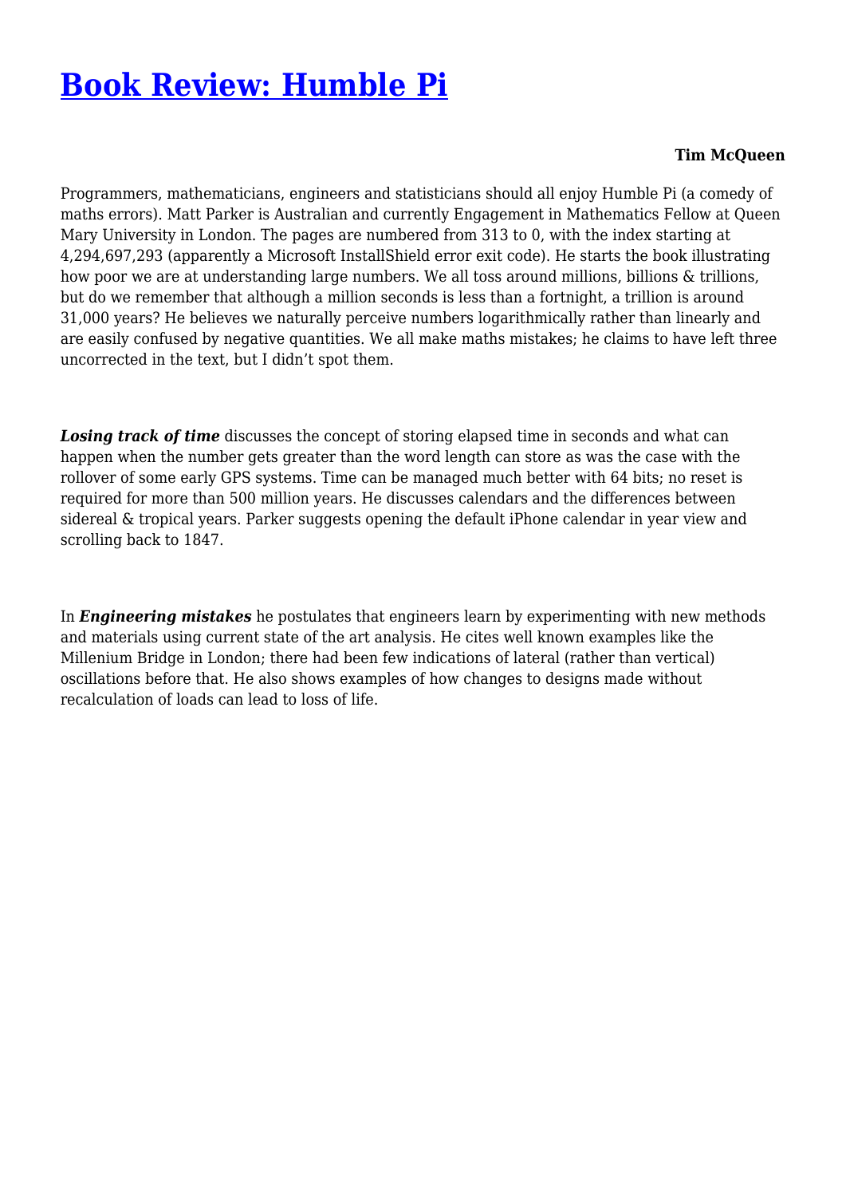# [Book Review: Humble Pi]()

**Tim McQueen**

Programmers, mathematicians, engineers and statisticians should all enjoy Humble Pi (a comedy of maths errors). Matt Parker is Australian and currently Engagement in Mathematics Fellow at Queen Mary University in London. The pages are numbered from 313 to 0, with the index starting at 4,294,697,293 (apparently a Microsoft InstallShield error exit code). He starts the book illustrating how poor we are at understanding large numbers. We all toss around millions, billions & trillions, but do we remember that although a million seconds is less than a fortnight, a trillion is around 31,000 years? He believes we naturally perceive numbers logarithmically rather than linearly and are easily confused by negative quantities. We all make maths mistakes; he claims to have left three uncorrected in the text, but I didn't spot them.

***Losing track of time*** discusses the concept of storing elapsed time in seconds and what can happen when the number gets greater than the word length can store as was the case with the rollover of some early GPS systems. Time can be managed much better with 64 bits; no reset is required for more than 500 million years. He discusses calendars and the differences between sidereal & tropical years. Parker suggests opening the default iPhone calendar in year view and scrolling back to 1847.

In ***Engineering mistakes*** he postulates that engineers learn by experimenting with new methods and materials using current state of the art analysis. He cites well known examples like the Millenium Bridge in London; there had been few indications of lateral (rather than vertical) oscillations before that. He also shows examples of how changes to designs made without recalculation of loads can lead to loss of life.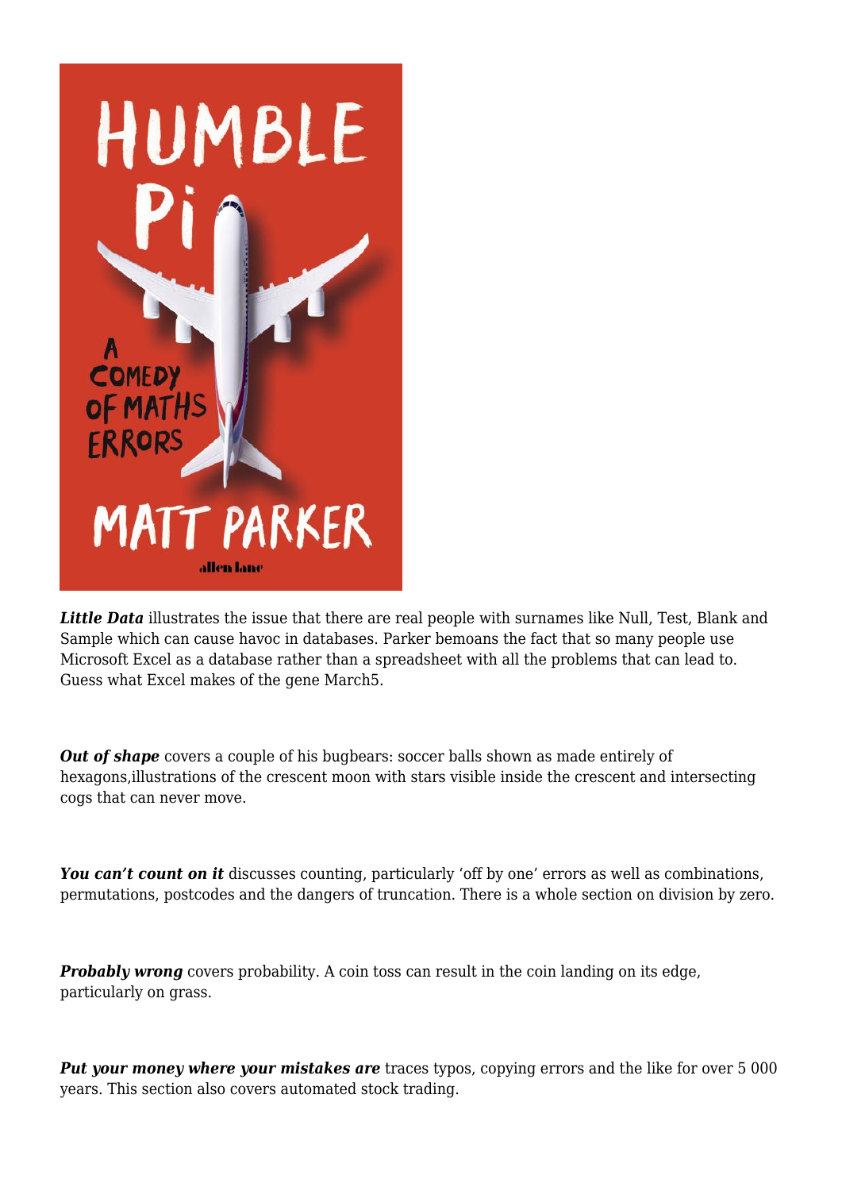***Little Data*** illustrates the issue that there are real people with surnames like Null, Test, Blank and Sample which can cause havoc in databases. Parker bemoans the fact that so many people use Microsoft Excel as a database rather than a spreadsheet with all the problems that can lead to. Guess what Excel makes of the gene March5.

***Out of shape*** covers a couple of his bugbears: soccer balls shown as made entirely of hexagons,illustrations of the crescent moon with stars visible inside the crescent and intersecting cogs that can never move.

***You can't count on it*** discusses counting, particularly 'off by one' errors as well as combinations, permutations, postcodes and the dangers of truncation. There is a whole section on division by zero.

***Probably wrong*** covers probability. A coin toss can result in the coin landing on its edge, particularly on grass.

***Put your money where your mistakes are*** traces typos, copying errors and the like for over 5 000 years. This section also covers automated stock trading.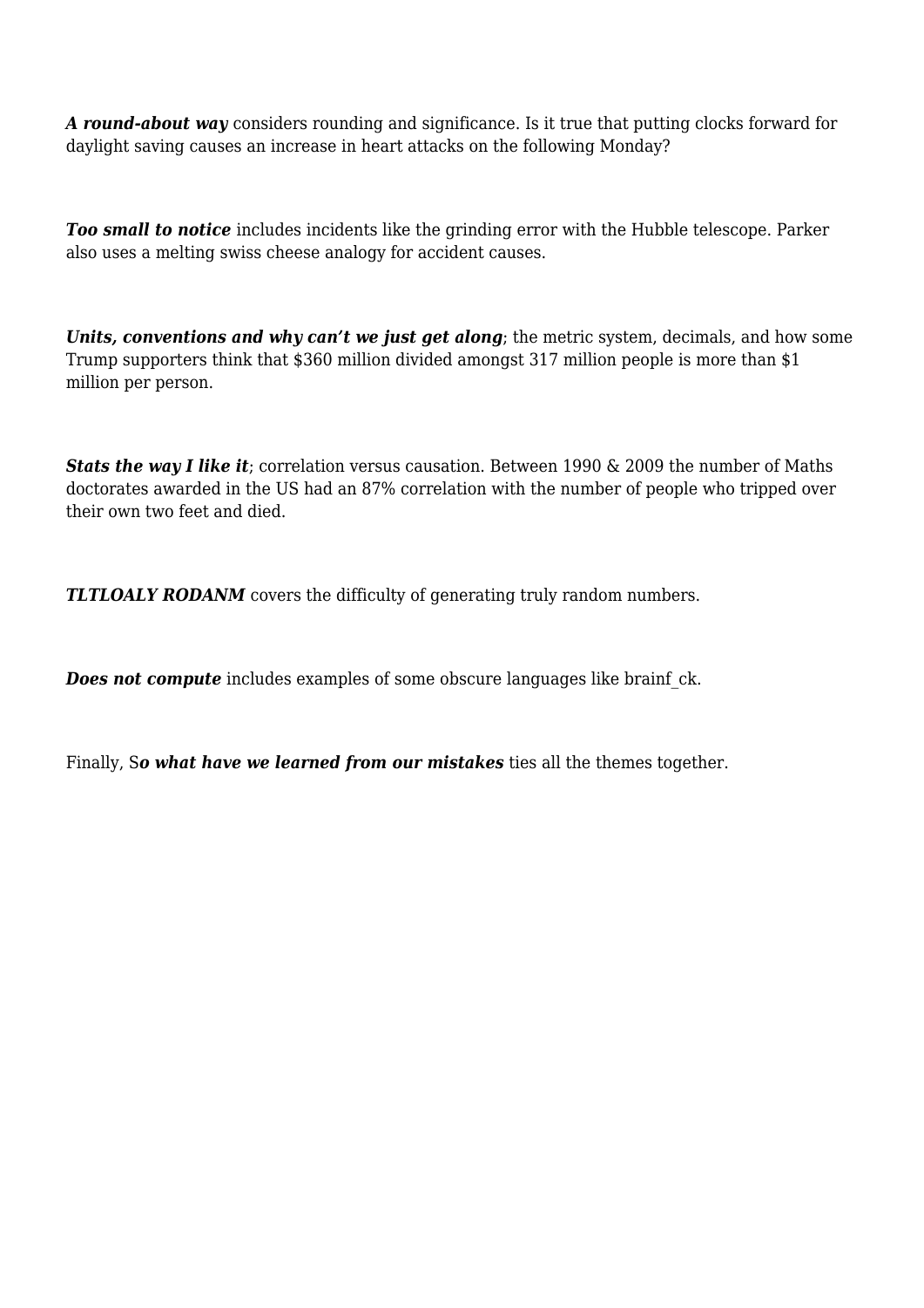***A round-about way*** considers rounding and significance. Is it true that putting clocks forward for daylight saving causes an increase in heart attacks on the following Monday?

***Too small to notice*** includes incidents like the grinding error with the Hubble telescope. Parker also uses a melting swiss cheese analogy for accident causes.

***Units, conventions and why can't we just get along***; the metric system, decimals, and how some Trump supporters think that $360 million divided amongst 317 million people is more than $1 million per person.

***Stats the way I like it***; correlation versus causation. Between 1990 & 2009 the number of Maths doctorates awarded in the US had an 87% correlation with the number of people who tripped over their own two feet and died.

***TLTLOALY RODANM*** covers the difficulty of generating truly random numbers.

***Does not compute*** includes examples of some obscure languages like brainf_ck.

Finally, S***o what have we learned from our mistakes*** ties all the themes together.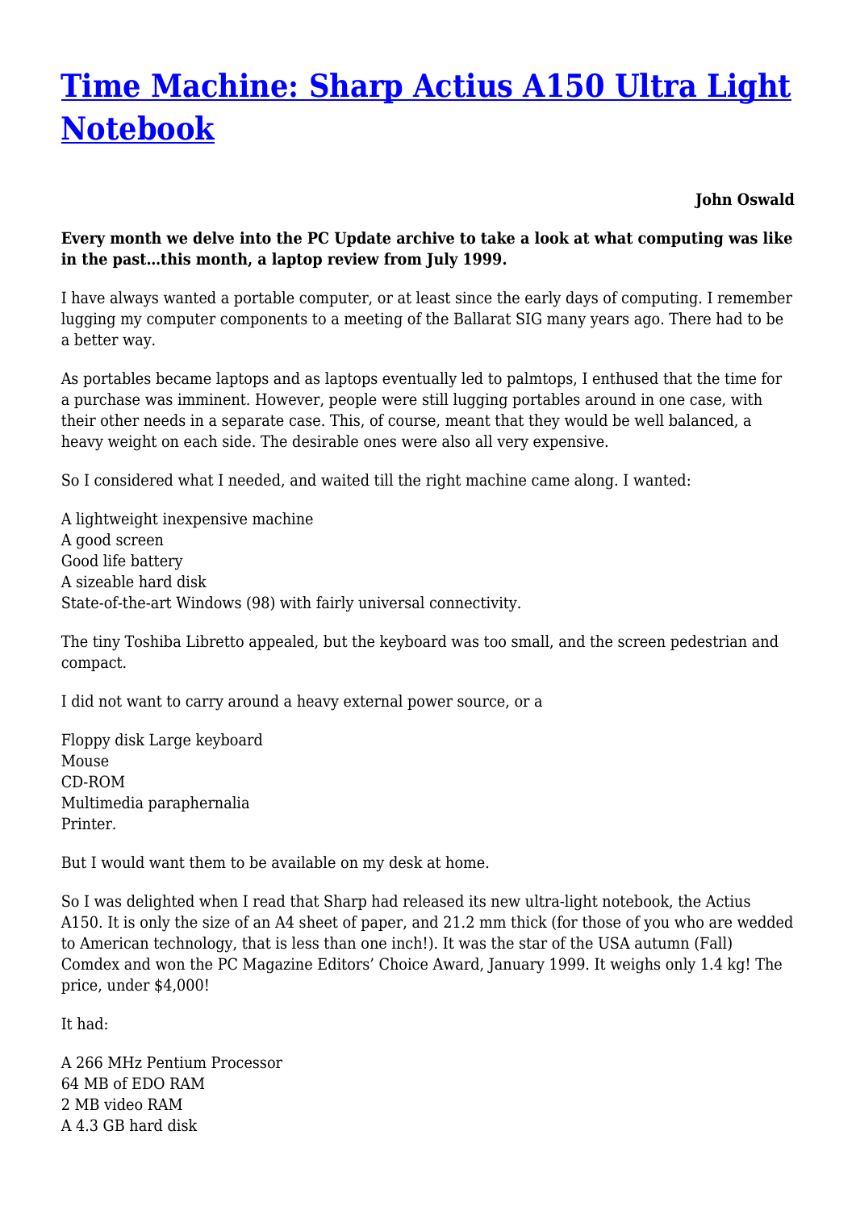# [Time Machine: Sharp Actius A150 Ultra Light Notebook]()

**John Oswald**

**Every month we delve into the PC Update archive to take a look at what computing was like in the past…this month, a laptop review from July 1999.**

I have always wanted a portable computer, or at least since the early days of computing. I remember lugging my computer components to a meeting of the Ballarat SIG many years ago. There had to be a better way.

As portables became laptops and as laptops eventually led to palmtops, I enthused that the time for a purchase was imminent. However, people were still lugging portables around in one case, with their other needs in a separate case. This, of course, meant that they would be well balanced, a heavy weight on each side. The desirable ones were also all very expensive.

So I considered what I needed, and waited till the right machine came along. I wanted:

A lightweight inexpensive machine
A good screen
Good life battery
A sizeable hard disk
State-of-the-art Windows (98) with fairly universal connectivity.

The tiny Toshiba Libretto appealed, but the keyboard was too small, and the screen pedestrian and compact.

I did not want to carry around a heavy external power source, or a

Floppy disk Large keyboard
Mouse
CD-ROM
Multimedia paraphernalia
Printer.

But I would want them to be available on my desk at home.

So I was delighted when I read that Sharp had released its new ultra-light notebook, the Actius A150. It is only the size of an A4 sheet of paper, and 21.2 mm thick (for those of you who are wedded to American technology, that is less than one inch!). It was the star of the USA autumn (Fall) Comdex and won the PC Magazine Editors' Choice Award, January 1999. It weighs only 1.4 kg! The price, under $4,000!

It had:

A 266 MHz Pentium Processor
64 MB of EDO RAM
2 MB video RAM
A 4.3 GB hard disk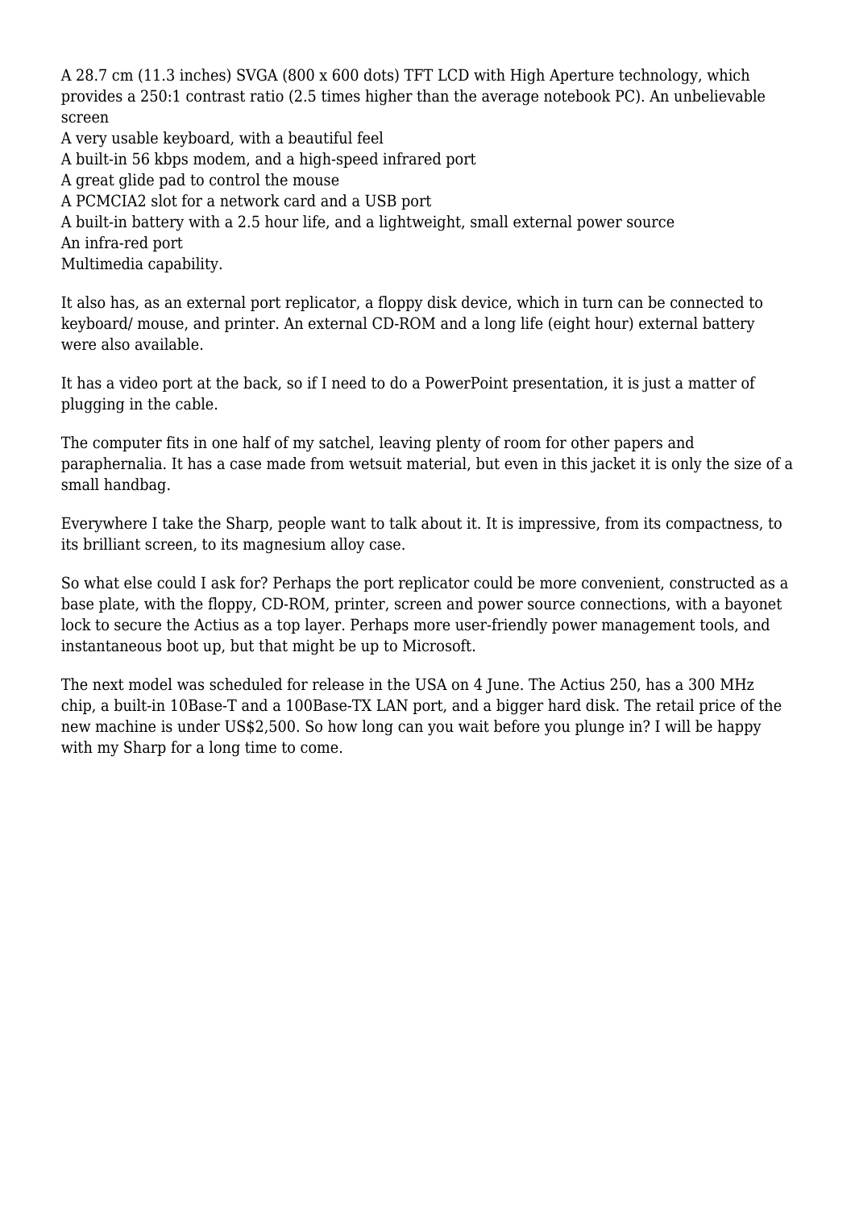A 28.7 cm (11.3 inches) SVGA (800 x 600 dots) TFT LCD with High Aperture technology, which provides a 250:1 contrast ratio (2.5 times higher than the average notebook PC). An unbelievable screen
A very usable keyboard, with a beautiful feel
A built-in 56 kbps modem, and a high-speed infrared port
A great glide pad to control the mouse
A PCMCIA2 slot for a network card and a USB port
A built-in battery with a 2.5 hour life, and a lightweight, small external power source
An infra-red port
Multimedia capability.

It also has, as an external port replicator, a floppy disk device, which in turn can be connected to keyboard/ mouse, and printer. An external CD-ROM and a long life (eight hour) external battery were also available.

It has a video port at the back, so if I need to do a PowerPoint presentation, it is just a matter of plugging in the cable.

The computer fits in one half of my satchel, leaving plenty of room for other papers and paraphernalia. It has a case made from wetsuit material, but even in this jacket it is only the size of a small handbag.

Everywhere I take the Sharp, people want to talk about it. It is impressive, from its compactness, to its brilliant screen, to its magnesium alloy case.

So what else could I ask for? Perhaps the port replicator could be more convenient, constructed as a base plate, with the floppy, CD-ROM, printer, screen and power source connections, with a bayonet lock to secure the Actius as a top layer. Perhaps more user-friendly power management tools, and instantaneous boot up, but that might be up to Microsoft.

The next model was scheduled for release in the USA on 4 June. The Actius 250, has a 300 MHz chip, a built-in 10Base-T and a 100Base-TX LAN port, and a bigger hard disk. The retail price of the new machine is under US$2,500. So how long can you wait before you plunge in? I will be happy with my Sharp for a long time to come.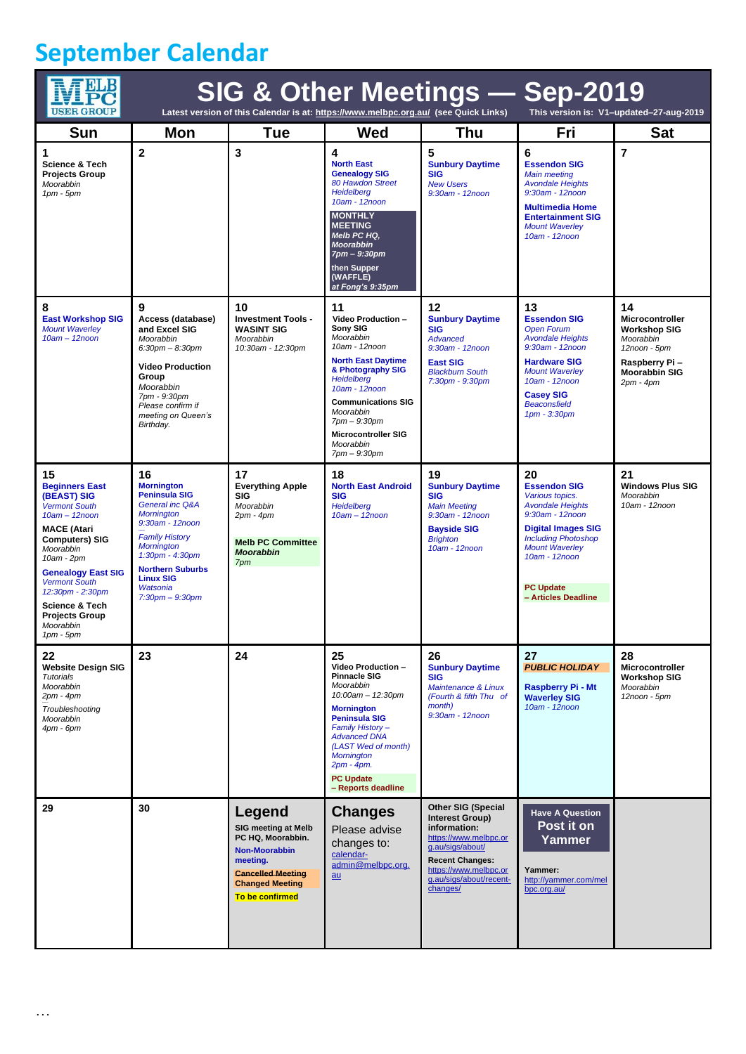# September Calendar

## SIG & Other Meetings — Sep-2019

MELB PC USER GROUP

Latest version of this Calendar is at: https://www.melbpc.org.au/ (see Quick Links) This version is: V1–updated–27-aug-2019

| Sun | Mon | Tue | Wed | Thu | Fri | Sat |
|---|---|---|---|---|---|---|
| **1**<br>**Science & Tech Projects Group**<br>*Moorabbin*<br>*1pm - 5pm* | **2** | **3** | **4**<br>**North East Genealogy SIG**<br>*80 Hawdon Street Heidelberg*<br>*10am - 12noon*<br>**MONTHLY MEETING**<br>***Melb PC HQ, Moorabbin***<br>***7pm – 9:30pm***<br>**then Supper (WAFFLE)**<br>***at Fong's 9:35pm*** | **5**<br>**Sunbury Daytime SIG**<br>*New Users*<br>*9:30am - 12noon* | **6**<br>**Essendon SIG**<br>*Main meeting*<br>*Avondale Heights*<br>*9:30am - 12noon*<br>**Multimedia Home Entertainment SIG**<br>*Mount Waverley*<br>*10am - 12noon* | **7** |
| **8**<br>**East Workshop SIG**<br>*Mount Waverley*<br>*10am – 12noon* | **9**<br>**Access (database) and Excel SIG**<br>*Moorabbin*<br>*6:30pm – 8:30pm*<br>**Video Production Group**<br>*Moorabbin*<br>*7pm - 9:30pm*<br>*Please confirm if meeting on Queen's Birthday.* | **10**<br>**Investment Tools - WASINT SIG**<br>*Moorabbin*<br>*10:30am - 12:30pm* | **11**<br>**Video Production – Sony SIG**<br>*Moorabbin*<br>*10am - 12noon*<br>**North East Daytime & Photography SIG**<br>*Heidelberg*<br>*10am - 12noon*<br>**Communications SIG**<br>*Moorabbin*<br>*7pm – 9:30pm*<br>**Microcontroller SIG**<br>*Moorabbin*<br>*7pm – 9:30pm* | **12**<br>**Sunbury Daytime SIG**<br>*Advanced*<br>*9:30am - 12noon*<br>**East SIG**<br>*Blackburn South*<br>*7:30pm - 9:30pm* | **13**<br>**Essendon SIG**<br>*Open Forum*<br>*Avondale Heights*<br>*9:30am - 12noon*<br>**Hardware SIG**<br>*Mount Waverley*<br>*10am - 12noon*<br>**Casey SIG**<br>*Beaconsfield*<br>*1pm - 3:30pm* | **14**<br>**Microcontroller Workshop SIG**<br>*Moorabbin*<br>*12noon - 5pm*<br>**Raspberry Pi – Moorabbin SIG**<br>*2pm - 4pm* |
| **15**<br>**Beginners East (BEAST) SIG**<br>*Vermont South*<br>*10am – 12noon*<br>**MACE (Atari Computers) SIG**<br>*Moorabbin*<br>*10am - 2pm*<br>**Genealogy East SIG**<br>*Vermont South*<br>*12:30pm - 2:30pm*<br>**Science & Tech Projects Group**<br>*Moorabbin*<br>*1pm - 5pm* | **16**<br>**Mornington Peninsula SIG**<br>*General inc Q&A*<br>*Mornington*<br>*9:30am - 12noon*<br>—<br>*Family History*<br>*Mornington*<br>*1:30pm - 4:30pm*<br>**Northern Suburbs Linux SIG**<br>*Watsonia*<br>*7:30pm – 9:30pm* | **17**<br>**Everything Apple SIG**<br>*Moorabbin*<br>*2pm - 4pm*<br>**Melb PC Committee**<br>***Moorabbin***<br>*7pm* | **18**<br>**North East Android SIG**<br>*Heidelberg*<br>*10am – 12noon* | **19**<br>**Sunbury Daytime SIG**<br>*Main Meeting*<br>*9:30am - 12noon*<br>**Bayside SIG**<br>*Brighton*<br>*10am - 12noon* | **20**<br>**Essendon SIG**<br>*Various topics.*<br>*Avondale Heights*<br>*9:30am - 12noon*<br>**Digital Images SIG**<br>*Including Photoshop*<br>*Mount Waverley*<br>*10am - 12noon*<br>**PC Update – Articles Deadline** | **21**<br>**Windows Plus SIG**<br>*Moorabbin*<br>*10am - 12noon* |
| **22**<br>**Website Design SIG**<br>*Tutorials*<br>*Moorabbin*<br>*2pm – 4pm*<br>Troubleshooting<br>*Moorabbin*<br>*4pm - 6pm* | **23** | **24** | **25**<br>**Video Production – Pinnacle SIG**<br>*Moorabbin*<br>*10:00am – 12:30pm*<br>**Mornington Peninsula SIG**<br>*Family History – Advanced DNA*<br>*(LAST Wed of month)*<br>*Mornington*<br>*2pm - 4pm.*<br>**PC Update – Reports deadline** | **26**<br>**Sunbury Daytime SIG**<br>*Maintenance & Linux*<br>*(Fourth & fifth Thu of month)*<br>*9:30am - 12noon* | **27**<br>***PUBLIC HOLIDAY***<br>**Raspberry Pi - Mt Waverley SIG**<br>*10am - 12noon* | **28**<br>**Microcontroller Workshop SIG**<br>*Moorabbin*<br>*12noon - 5pm* |
| **29** | **30** | **Legend**<br>**SIG meeting at Melb PC HQ, Moorabbin.**<br>**Non-Moorabbin meeting.**<br>~~**Cancelled Meeting**~~<br>**Changed Meeting**<br>**To be confirmed** | **Changes**<br>Please advise changes to:<br>calendar-admin@melbpc.org.au | **Other SIG (Special Interest Group) information:**<br>https://www.melbpc.org.au/sigs/about/<br>**Recent Changes:**<br>https://www.melbpc.org.au/sigs/about/recent-changes/ | **Have A Question**<br>**Post it on Yammer**<br>**Yammer:**<br>http://yammer.com/melbpc.org.au/ | |

...